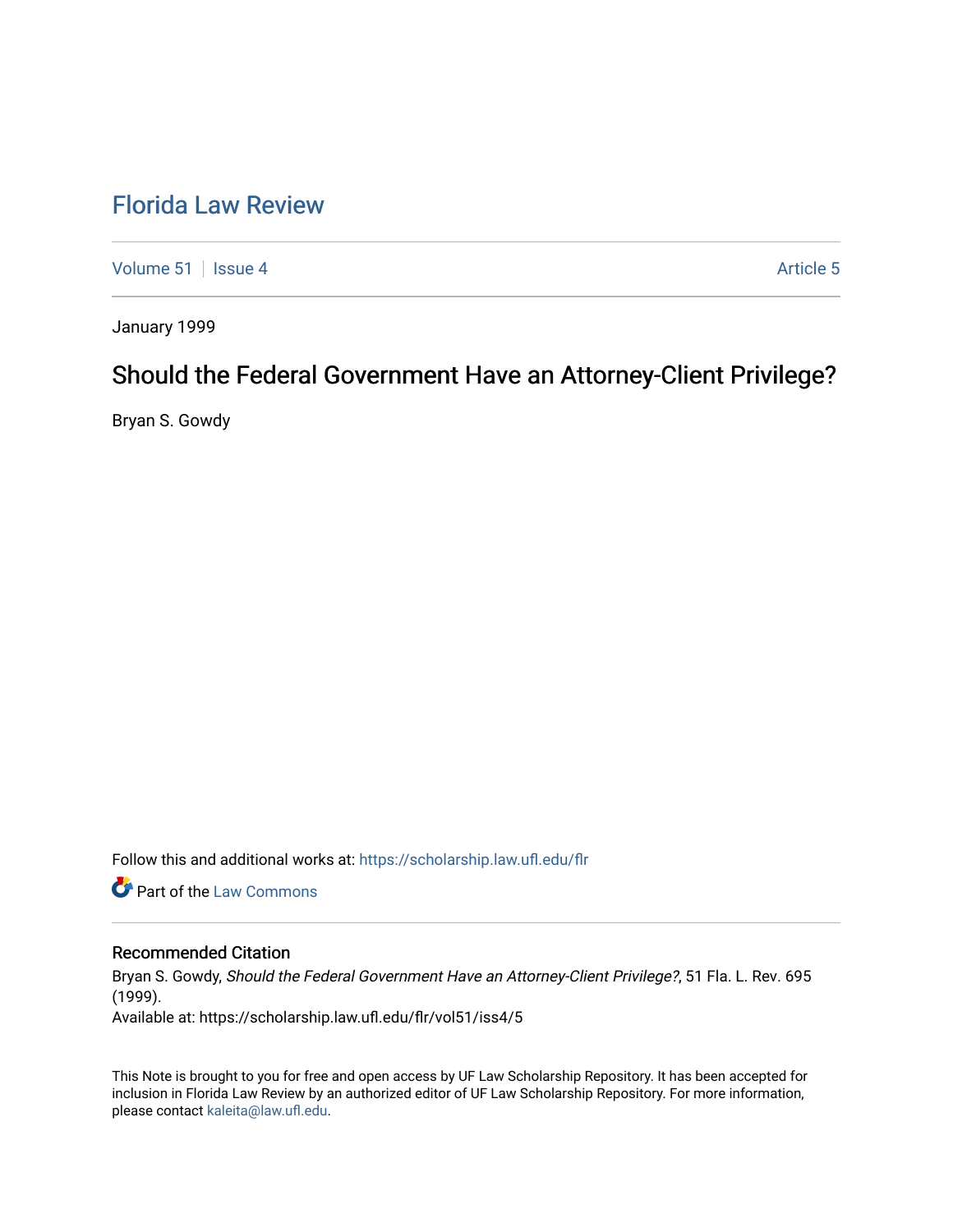# Florida Law Review

Volume 51 | Issue 4 | Article 5

January 1999

## Should the Federal Government Have an Attorney-Client Privilege?

Bryan S. Gowdy

Follow this and additional works at: https://scholarship.law.ufl.edu/flr

Part of the Law Commons

### Recommended Citation

Bryan S. Gowdy, *Should the Federal Government Have an Attorney-Client Privilege?*, 51 Fla. L. Rev. 695 (1999).

Available at: https://scholarship.law.ufl.edu/flr/vol51/iss4/5

This Note is brought to you for free and open access by UF Law Scholarship Repository. It has been accepted for inclusion in Florida Law Review by an authorized editor of UF Law Scholarship Repository. For more information, please contact kaleita@law.ufl.edu.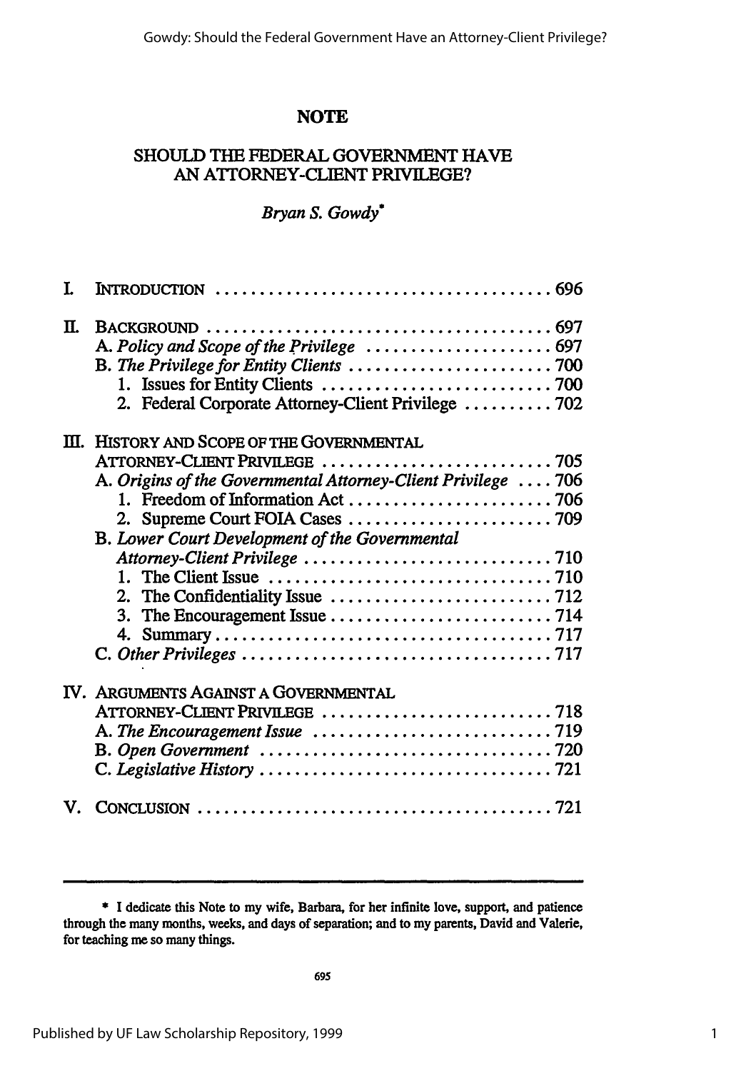# NOTE

## SHOULD THE FEDERAL GOVERNMENT HAVE AN ATTORNEY-CLIENT PRIVILEGE?

*Bryan S. Gowdy*[*]

I. INTRODUCTION .......................................... 696

II. BACKGROUND .......................................... 697
  A. *Policy and Scope of the Privilege* .......................... 697
  B. *The Privilege for Entity Clients* .......................... 700
    1. Issues for Entity Clients .......................... 700
    2. Federal Corporate Attorney-Client Privilege .......... 702

III. HISTORY AND SCOPE OF THE GOVERNMENTAL ATTORNEY-CLIENT PRIVILEGE .......................... 705
  A. *Origins of the Governmental Attorney-Client Privilege* .... 706
    1. Freedom of Information Act .......................... 706
    2. Supreme Court FOIA Cases .......................... 709
  B. *Lower Court Development of the Governmental Attorney-Client Privilege* .......................... 710
    1. The Client Issue .......................... 710
    2. The Confidentiality Issue .......................... 712
    3. The Encouragement Issue .......................... 714
    4. Summary .......................... 717
  C. *Other Privileges* .......................... 717

IV. ARGUMENTS AGAINST A GOVERNMENTAL ATTORNEY-CLIENT PRIVILEGE .......................... 718
  A. *The Encouragement Issue* .......................... 719
  B. *Open Government* .......................... 720
  C. *Legislative History* .......................... 721

V. CONCLUSION .......................................... 721

---

\* I dedicate this Note to my wife, Barbara, for her infinite love, support, and patience through the many months, weeks, and days of separation; and to my parents, David and Valerie, for teaching me so many things.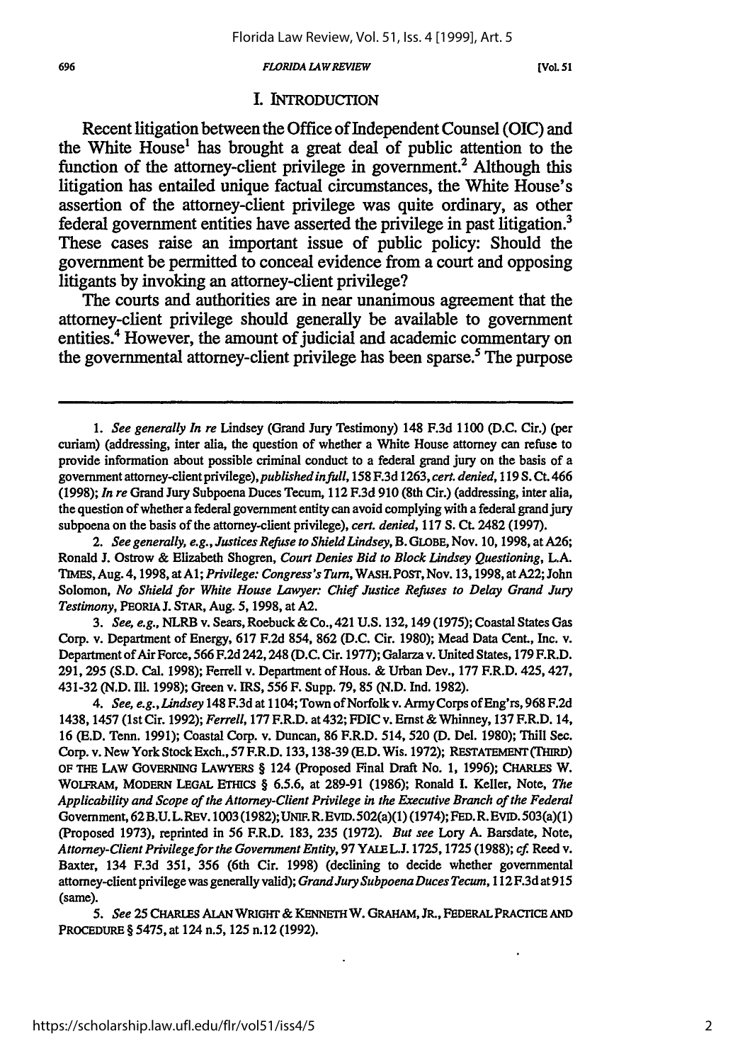## I. INTRODUCTION

Recent litigation between the Office of Independent Counsel (OIC) and the White House[1] has brought a great deal of public attention to the function of the attorney-client privilege in government.[2] Although this litigation has entailed unique factual circumstances, the White House's assertion of the attorney-client privilege was quite ordinary, as other federal government entities have asserted the privilege in past litigation.[3] These cases raise an important issue of public policy: Should the government be permitted to conceal evidence from a court and opposing litigants by invoking an attorney-client privilege?

The courts and authorities are in near unanimous agreement that the attorney-client privilege should generally be available to government entities.[4] However, the amount of judicial and academic commentary on the governmental attorney-client privilege has been sparse.[5] The purpose

---

1. *See generally In re* Lindsey (Grand Jury Testimony) 148 F.3d 1100 (D.C. Cir.) (per curiam) (addressing, inter alia, the question of whether a White House attorney can refuse to provide information about possible criminal conduct to a federal grand jury on the basis of a government attorney-client privilege), *published in full*, 158 F.3d 1263, *cert. denied*, 119 S. Ct. 466 (1998); *In re* Grand Jury Subpoena Duces Tecum, 112 F.3d 910 (8th Cir.) (addressing, inter alia, the question of whether a federal government entity can avoid complying with a federal grand jury subpoena on the basis of the attorney-client privilege), *cert. denied*, 117 S. Ct. 2482 (1997).

2. *See generally, e.g., Justices Refuse to Shield Lindsey*, B. GLOBE, Nov. 10, 1998, at A26; Ronald J. Ostrow & Elizabeth Shogren, *Court Denies Bid to Block Lindsey Questioning*, L.A. TIMES, Aug. 4, 1998, at A1; *Privilege: Congress's Turn*, WASH. POST, Nov. 13, 1998, at A22; John Solomon, *No Shield for White House Lawyer: Chief Justice Refuses to Delay Grand Jury Testimony*, PEORIA J. STAR, Aug. 5, 1998, at A2.

3. *See, e.g.*, NLRB v. Sears, Roebuck & Co., 421 U.S. 132, 149 (1975); Coastal States Gas Corp. v. Department of Energy, 617 F.2d 854, 862 (D.C. Cir. 1980); Mead Data Cent., Inc. v. Department of Air Force, 566 F.2d 242, 248 (D.C. Cir. 1977); Galarza v. United States, 179 F.R.D. 291, 295 (S.D. Cal. 1998); Ferrell v. Department of Hous. & Urban Dev., 177 F.R.D. 425, 427, 431-32 (N.D. Ill. 1998); Green v. IRS, 556 F. Supp. 79, 85 (N.D. Ind. 1982).

4. *See, e.g., Lindsey* 148 F.3d at 1104; Town of Norfolk v. Army Corps of Eng'rs, 968 F.2d 1438, 1457 (1st Cir. 1992); *Ferrell*, 177 F.R.D. at 432; FDIC v. Ernst & Whinney, 137 F.R.D. 14, 16 (E.D. Tenn. 1991); Coastal Corp. v. Duncan, 86 F.R.D. 514, 520 (D. Del. 1980); Thill Sec. Corp. v. New York Stock Exch., 57 F.R.D. 133, 138-39 (E.D. Wis. 1972); RESTATEMENT (THIRD) OF THE LAW GOVERNING LAWYERS § 124 (Proposed Final Draft No. 1, 1996); CHARLES W. WOLFRAM, MODERN LEGAL ETHICS § 6.5.6, at 289-91 (1986); Ronald I. Keller, Note, *The Applicability and Scope of the Attorney-Client Privilege in the Executive Branch of the Federal* Government, 62 B.U. L. REV. 1003 (1982); UNIF. R. EVID. 502(a)(1) (1974); FED. R. EVID. 503(a)(1) (Proposed 1973), reprinted in 56 F.R.D. 183, 235 (1972). *But see* Lory A. Barsdate, Note, *Attorney-Client Privilege for the Government Entity*, 97 YALE L.J. 1725, 1725 (1988); *cf.* Reed v. Baxter, 134 F.3d 351, 356 (6th Cir. 1998) (declining to decide whether governmental attorney-client privilege was generally valid); *Grand Jury Subpoena Duces Tecum*, 112 F.3d at 915 (same).

5. *See* 25 CHARLES ALAN WRIGHT & KENNETH W. GRAHAM, JR., FEDERAL PRACTICE AND PROCEDURE § 5475, at 124 n.5, 125 n.12 (1992).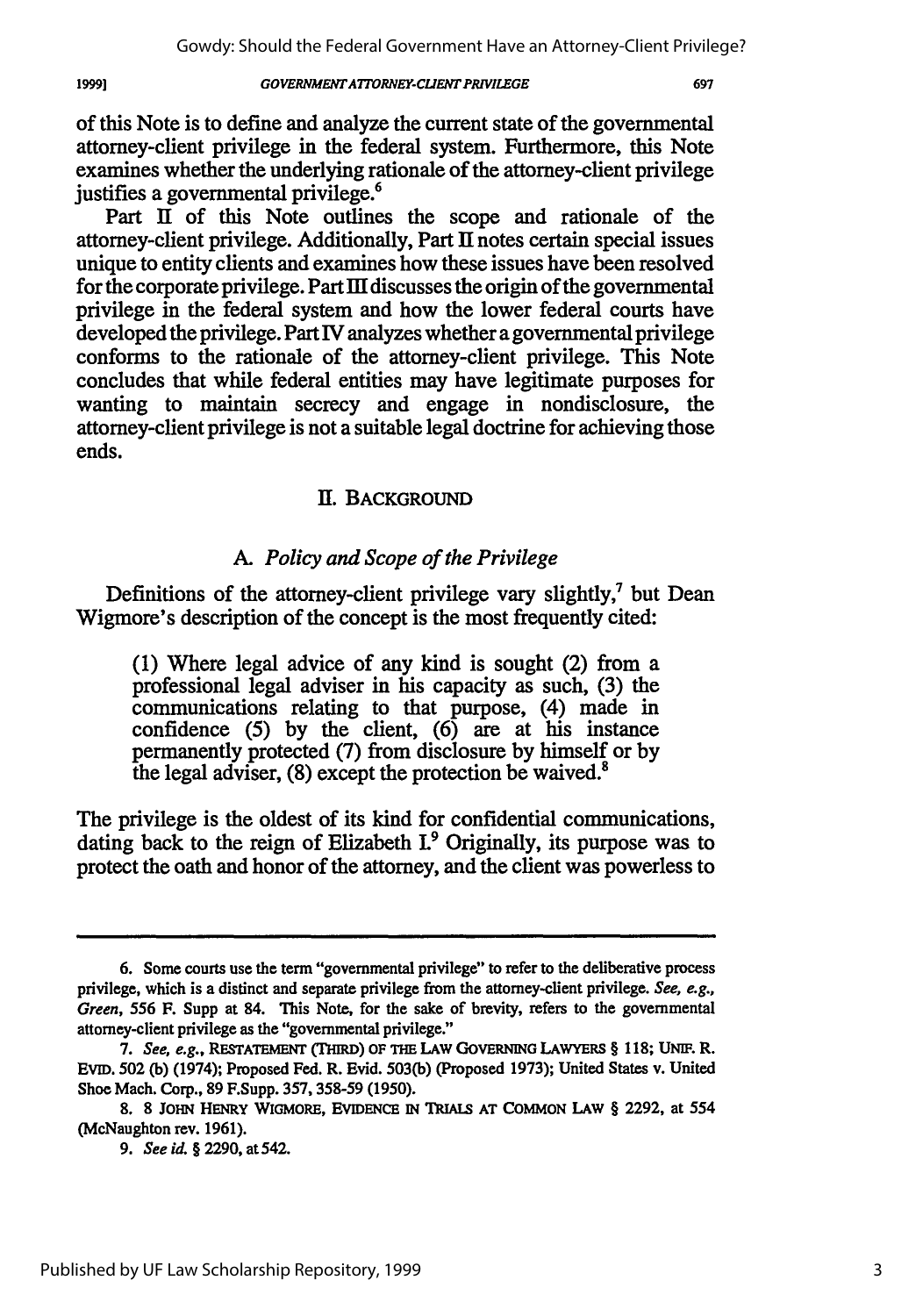of this Note is to define and analyze the current state of the governmental attorney-client privilege in the federal system. Furthermore, this Note examines whether the underlying rationale of the attorney-client privilege justifies a governmental privilege.[6]

Part II of this Note outlines the scope and rationale of the attorney-client privilege. Additionally, Part II notes certain special issues unique to entity clients and examines how these issues have been resolved for the corporate privilege. Part III discusses the origin of the governmental privilege in the federal system and how the lower federal courts have developed the privilege. Part IV analyzes whether a governmental privilege conforms to the rationale of the attorney-client privilege. This Note concludes that while federal entities may have legitimate purposes for wanting to maintain secrecy and engage in nondisclosure, the attorney-client privilege is not a suitable legal doctrine for achieving those ends.

## II. BACKGROUND

### A. *Policy and Scope of the Privilege*

Definitions of the attorney-client privilege vary slightly,[7] but Dean Wigmore's description of the concept is the most frequently cited:

> (1) Where legal advice of any kind is sought (2) from a professional legal adviser in his capacity as such, (3) the communications relating to that purpose, (4) made in confidence (5) by the client, (6) are at his instance permanently protected (7) from disclosure by himself or by the legal adviser, (8) except the protection be waived.[8]

The privilege is the oldest of its kind for confidential communications, dating back to the reign of Elizabeth I.[9] Originally, its purpose was to protect the oath and honor of the attorney, and the client was powerless to

---

6. Some courts use the term "governmental privilege" to refer to the deliberative process privilege, which is a distinct and separate privilege from the attorney-client privilege. *See, e.g., Green*, 556 F. Supp at 84. This Note, for the sake of brevity, refers to the governmental attorney-client privilege as the "governmental privilege."

7. *See, e.g.*, RESTATEMENT (THIRD) OF THE LAW GOVERNING LAWYERS § 118; UNIF. R. EVID. 502 (b) (1974); Proposed Fed. R. Evid. 503(b) (Proposed 1973); United States v. United Shoe Mach. Corp., 89 F.Supp. 357, 358-59 (1950).

8. 8 JOHN HENRY WIGMORE, EVIDENCE IN TRIALS AT COMMON LAW § 2292, at 554 (McNaughton rev. 1961).

9. *See id.* § 2290, at 542.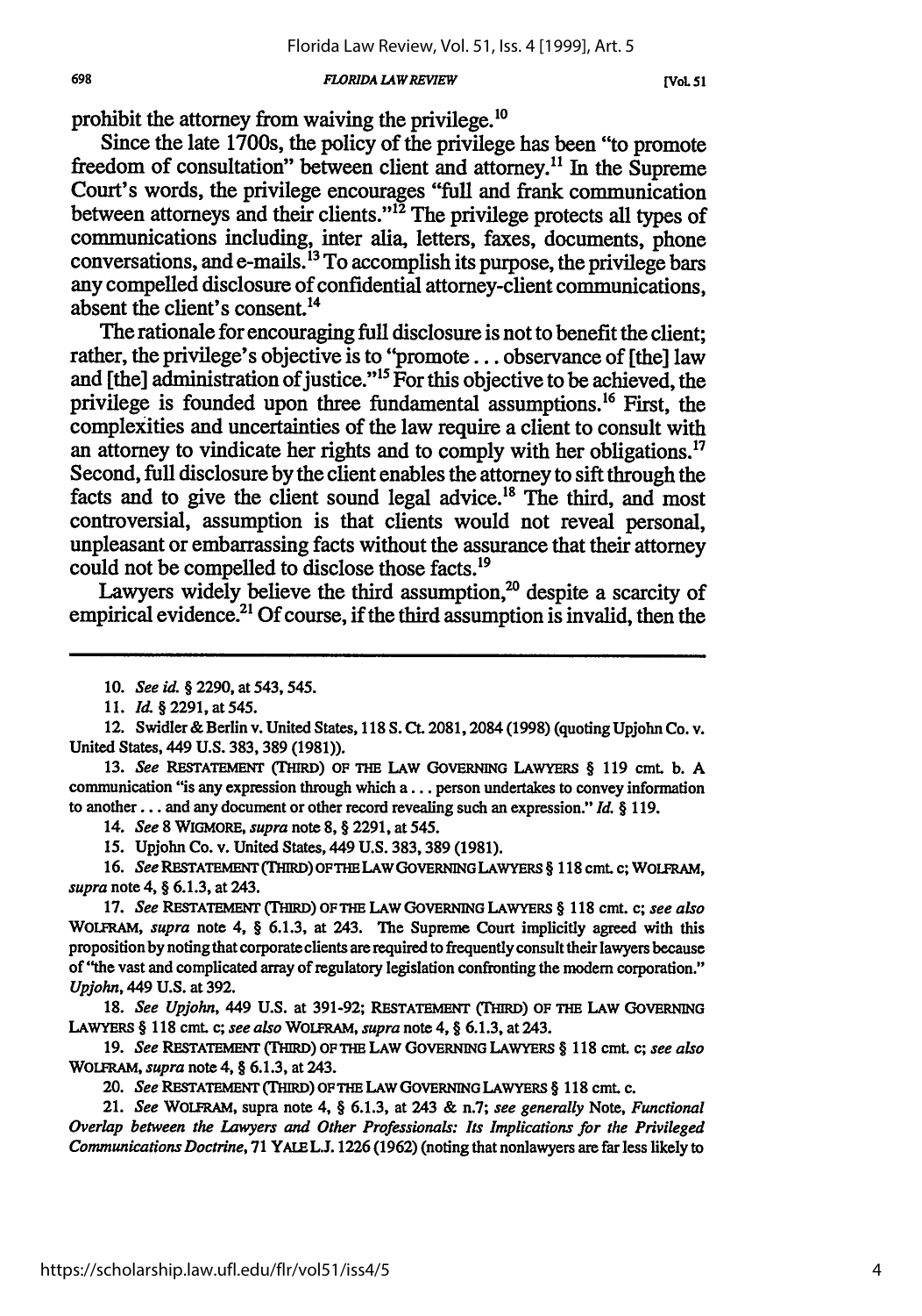prohibit the attorney from waiving the privilege.[10]

Since the late 1700s, the policy of the privilege has been "to promote freedom of consultation" between client and attorney.[11] In the Supreme Court's words, the privilege encourages "full and frank communication between attorneys and their clients."[12] The privilege protects all types of communications including, inter alia, letters, faxes, documents, phone conversations, and e-mails.[13] To accomplish its purpose, the privilege bars any compelled disclosure of confidential attorney-client communications, absent the client's consent.[14]

The rationale for encouraging full disclosure is not to benefit the client; rather, the privilege's objective is to "promote . . . observance of [the] law and [the] administration of justice."[15] For this objective to be achieved, the privilege is founded upon three fundamental assumptions.[16] First, the complexities and uncertainties of the law require a client to consult with an attorney to vindicate her rights and to comply with her obligations.[17] Second, full disclosure by the client enables the attorney to sift through the facts and to give the client sound legal advice.[18] The third, and most controversial, assumption is that clients would not reveal personal, unpleasant or embarrassing facts without the assurance that their attorney could not be compelled to disclose those facts.[19]

Lawyers widely believe the third assumption,[20] despite a scarcity of empirical evidence.[21] Of course, if the third assumption is invalid, then the

---

10. *See id.* § 2290, at 543, 545.

11. *Id.* § 2291, at 545.

12. Swidler & Berlin v. United States, 118 S. Ct. 2081, 2084 (1998) (quoting Upjohn Co. v. United States, 449 U.S. 383, 389 (1981)).

13. *See* RESTATEMENT (THIRD) OF THE LAW GOVERNING LAWYERS § 119 cmt. b. A communication "is any expression through which a . . . person undertakes to convey information to another . . . and any document or other record revealing such an expression." *Id.* § 119.

14. *See* 8 WIGMORE, *supra* note 8, § 2291, at 545.

15. Upjohn Co. v. United States, 449 U.S. 383, 389 (1981).

16. *See* RESTATEMENT (THIRD) OF THE LAW GOVERNING LAWYERS § 118 cmt. c; WOLFRAM, *supra* note 4, § 6.1.3, at 243.

17. *See* RESTATEMENT (THIRD) OF THE LAW GOVERNING LAWYERS § 118 cmt. c; *see also* WOLFRAM, *supra* note 4, § 6.1.3, at 243. The Supreme Court implicitly agreed with this proposition by noting that corporate clients are required to frequently consult their lawyers because of "the vast and complicated array of regulatory legislation confronting the modern corporation." *Upjohn*, 449 U.S. at 392.

18. *See Upjohn*, 449 U.S. at 391-92; RESTATEMENT (THIRD) OF THE LAW GOVERNING LAWYERS § 118 cmt. c; *see also* WOLFRAM, *supra* note 4, § 6.1.3, at 243.

19. *See* RESTATEMENT (THIRD) OF THE LAW GOVERNING LAWYERS § 118 cmt. c; *see also* WOLFRAM, *supra* note 4, § 6.1.3, at 243.

20. *See* RESTATEMENT (THIRD) OF THE LAW GOVERNING LAWYERS § 118 cmt. c.

21. *See* WOLFRAM, supra note 4, § 6.1.3, at 243 & n.7; *see generally* Note, *Functional Overlap between the Lawyers and Other Professionals: Its Implications for the Privileged Communications Doctrine*, 71 YALE L.J. 1226 (1962) (noting that nonlawyers are far less likely to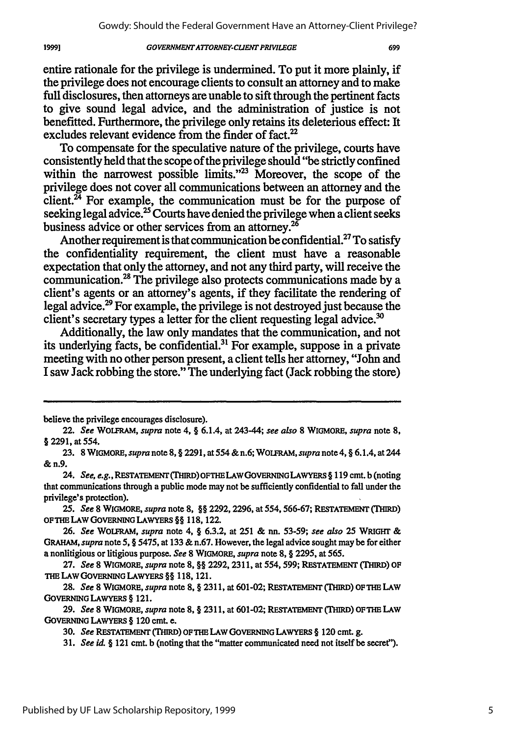entire rationale for the privilege is undermined. To put it more plainly, if the privilege does not encourage clients to consult an attorney and to make full disclosures, then attorneys are unable to sift through the pertinent facts to give sound legal advice, and the administration of justice is not benefitted. Furthermore, the privilege only retains its deleterious effect: It excludes relevant evidence from the finder of fact.[22]

To compensate for the speculative nature of the privilege, courts have consistently held that the scope of the privilege should "be strictly confined within the narrowest possible limits."[23] Moreover, the scope of the privilege does not cover all communications between an attorney and the client.[24] For example, the communication must be for the purpose of seeking legal advice.[25] Courts have denied the privilege when a client seeks business advice or other services from an attorney.[26]

Another requirement is that communication be confidential.[27] To satisfy the confidentiality requirement, the client must have a reasonable expectation that only the attorney, and not any third party, will receive the communication.[28] The privilege also protects communications made by a client's agents or an attorney's agents, if they facilitate the rendering of legal advice.[29] For example, the privilege is not destroyed just because the client's secretary types a letter for the client requesting legal advice.[30]

Additionally, the law only mandates that the communication, and not its underlying facts, be confidential.[31] For example, suppose in a private meeting with no other person present, a client tells her attorney, "John and I saw Jack robbing the store." The underlying fact (Jack robbing the store)

---

believe the privilege encourages disclosure).

22. *See* WOLFRAM, *supra* note 4, § 6.1.4, at 243-44; *see also* 8 WIGMORE, *supra* note 8, § 2291, at 554.

23. 8 WIGMORE, *supra* note 8, § 2291, at 554 & n.6; WOLFRAM, *supra* note 4, § 6.1.4, at 244 & n.9.

24. *See, e.g.*, RESTATEMENT (THIRD) OF THE LAW GOVERNING LAWYERS § 119 cmt. b (noting that communications through a public mode may not be sufficiently confidential to fall under the privilege's protection).

25. *See* 8 WIGMORE, *supra* note 8, §§ 2292, 2296, at 554, 566-67; RESTATEMENT (THIRD) OF THE LAW GOVERNING LAWYERS §§ 118, 122.

26. *See* WOLFRAM, *supra* note 4, § 6.3.2, at 251 & nn. 53-59; *see also* 25 WRIGHT & GRAHAM, *supra* note 5, § 5475, at 133 & n.67. However, the legal advice sought may be for either a nonlitigious or litigious purpose. *See* 8 WIGMORE, *supra* note 8, § 2295, at 565.

27. *See* 8 WIGMORE, *supra* note 8, §§ 2292, 2311, at 554, 599; RESTATEMENT (THIRD) OF THE LAW GOVERNING LAWYERS §§ 118, 121.

28. *See* 8 WIGMORE, *supra* note 8, § 2311, at 601-02; RESTATEMENT (THIRD) OF THE LAW GOVERNING LAWYERS § 121.

29. *See* 8 WIGMORE, *supra* note 8, § 2311, at 601-02; RESTATEMENT (THIRD) OF THE LAW GOVERNING LAWYERS § 120 cmt. e.

30. *See* RESTATEMENT (THIRD) OF THE LAW GOVERNING LAWYERS § 120 cmt. g.

31. *See id.* § 121 cmt. b (noting that the "matter communicated need not itself be secret").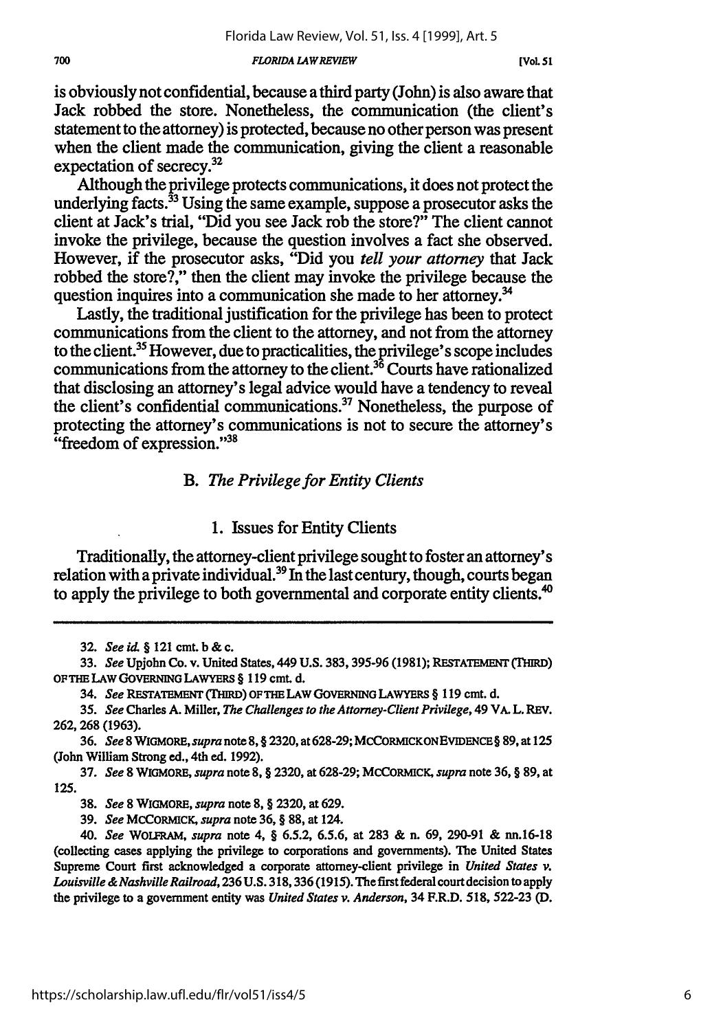is obviously not confidential, because a third party (John) is also aware that Jack robbed the store. Nonetheless, the communication (the client's statement to the attorney) is protected, because no other person was present when the client made the communication, giving the client a reasonable expectation of secrecy.[32]

Although the privilege protects communications, it does not protect the underlying facts.[33] Using the same example, suppose a prosecutor asks the client at Jack's trial, "Did you see Jack rob the store?" The client cannot invoke the privilege, because the question involves a fact she observed. However, if the prosecutor asks, "Did you *tell your attorney* that Jack robbed the store?," then the client may invoke the privilege because the question inquires into a communication she made to her attorney.[34]

Lastly, the traditional justification for the privilege has been to protect communications from the client to the attorney, and not from the attorney to the client.[35] However, due to practicalities, the privilege's scope includes communications from the attorney to the client.[36] Courts have rationalized that disclosing an attorney's legal advice would have a tendency to reveal the client's confidential communications.[37] Nonetheless, the purpose of protecting the attorney's communications is not to secure the attorney's "freedom of expression."[38]

### B. *The Privilege for Entity Clients*

#### 1. Issues for Entity Clients

Traditionally, the attorney-client privilege sought to foster an attorney's relation with a private individual.[39] In the last century, though, courts began to apply the privilege to both governmental and corporate entity clients.[40]

---

32. *See id.* § 121 cmt. b & c.

33. *See* Upjohn Co. v. United States, 449 U.S. 383, 395-96 (1981); RESTATEMENT (THIRD) OF THE LAW GOVERNING LAWYERS § 119 cmt. d.

34. *See* RESTATEMENT (THIRD) OF THE LAW GOVERNING LAWYERS § 119 cmt. d.

35. *See* Charles A. Miller, *The Challenges to the Attorney-Client Privilege*, 49 VA. L. REV. 262, 268 (1963).

36. *See* 8 WIGMORE, *supra* note 8, § 2320, at 628-29; MCCORMICK ON EVIDENCE § 89, at 125 (John William Strong ed., 4th ed. 1992).

37. *See* 8 WIGMORE, *supra* note 8, § 2320, at 628-29; MCCORMICK, *supra* note 36, § 89, at 125.

38. *See* 8 WIGMORE, *supra* note 8, § 2320, at 629.

39. *See* MCCORMICK, *supra* note 36, § 88, at 124.

40. *See* WOLFRAM, *supra* note 4, § 6.5.2, 6.5.6, at 283 & n. 69, 290-91 & nn.16-18 (collecting cases applying the privilege to corporations and governments). The United States Supreme Court first acknowledged a corporate attorney-client privilege in *United States v. Louisville & Nashville Railroad*, 236 U.S. 318, 336 (1915). The first federal court decision to apply the privilege to a government entity was *United States v. Anderson*, 34 F.R.D. 518, 522-23 (D.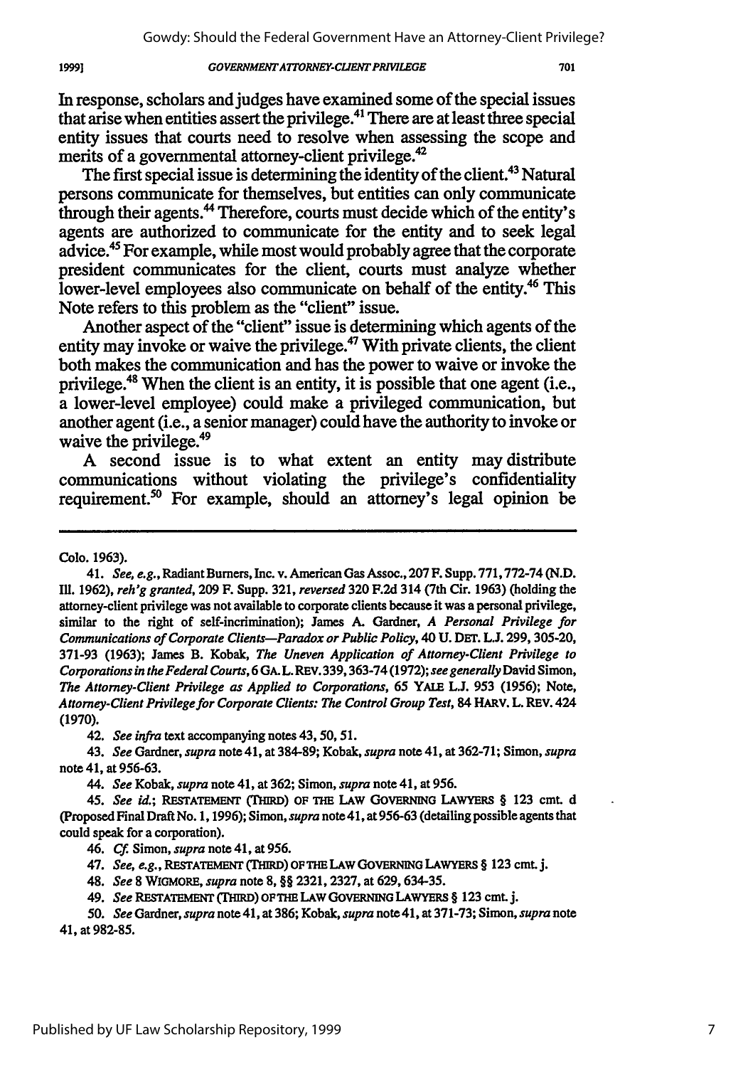In response, scholars and judges have examined some of the special issues that arise when entities assert the privilege.[41] There are at least three special entity issues that courts need to resolve when assessing the scope and merits of a governmental attorney-client privilege.[42]

The first special issue is determining the identity of the client.[43] Natural persons communicate for themselves, but entities can only communicate through their agents.[44] Therefore, courts must decide which of the entity's agents are authorized to communicate for the entity and to seek legal advice.[45] For example, while most would probably agree that the corporate president communicates for the client, courts must analyze whether lower-level employees also communicate on behalf of the entity.[46] This Note refers to this problem as the "client" issue.

Another aspect of the "client" issue is determining which agents of the entity may invoke or waive the privilege.[47] With private clients, the client both makes the communication and has the power to waive or invoke the privilege.[48] When the client is an entity, it is possible that one agent (i.e., a lower-level employee) could make a privileged communication, but another agent (i.e., a senior manager) could have the authority to invoke or waive the privilege.[49]

A second issue is to what extent an entity may distribute communications without violating the privilege's confidentiality requirement.[50] For example, should an attorney's legal opinion be

---

Colo. 1963).

41. *See, e.g.*, Radiant Burners, Inc. v. American Gas Assoc., 207 F. Supp. 771, 772-74 (N.D. Ill. 1962), *reh'g granted*, 209 F. Supp. 321, *reversed* 320 F.2d 314 (7th Cir. 1963) (holding the attorney-client privilege was not available to corporate clients because it was a personal privilege, similar to the right of self-incrimination); James A. Gardner, *A Personal Privilege for Communications of Corporate Clients—Paradox or Public Policy*, 40 U. DET. L.J. 299, 305-20, 371-93 (1963); James B. Kobak, *The Uneven Application of Attorney-Client Privilege to Corporations in the Federal Courts*, 6 GA. L. REV. 339, 363-74 (1972); *see generally* David Simon, *The Attorney-Client Privilege as Applied to Corporations*, 65 YALE L.J. 953 (1956); Note, *Attorney-Client Privilege for Corporate Clients: The Control Group Test*, 84 HARV. L. REV. 424 (1970).

42. *See infra* text accompanying notes 43, 50, 51.

43. *See* Gardner, *supra* note 41, at 384-89; Kobak, *supra* note 41, at 362-71; Simon, *supra* note 41, at 956-63.

44. *See* Kobak, *supra* note 41, at 362; Simon, *supra* note 41, at 956.

45. *See id.*; RESTATEMENT (THIRD) OF THE LAW GOVERNING LAWYERS § 123 cmt. d (Proposed Final Draft No. 1, 1996); Simon, *supra* note 41, at 956-63 (detailing possible agents that could speak for a corporation).

46. *Cf.* Simon, *supra* note 41, at 956.

47. *See, e.g.*, RESTATEMENT (THIRD) OF THE LAW GOVERNING LAWYERS § 123 cmt. j.

48. *See* 8 WIGMORE, *supra* note 8, §§ 2321, 2327, at 629, 634-35.

49. *See* RESTATEMENT (THIRD) OF THE LAW GOVERNING LAWYERS § 123 cmt. j.

50. *See* Gardner, *supra* note 41, at 386; Kobak, *supra* note 41, at 371-73; Simon, *supra* note 41, at 982-85.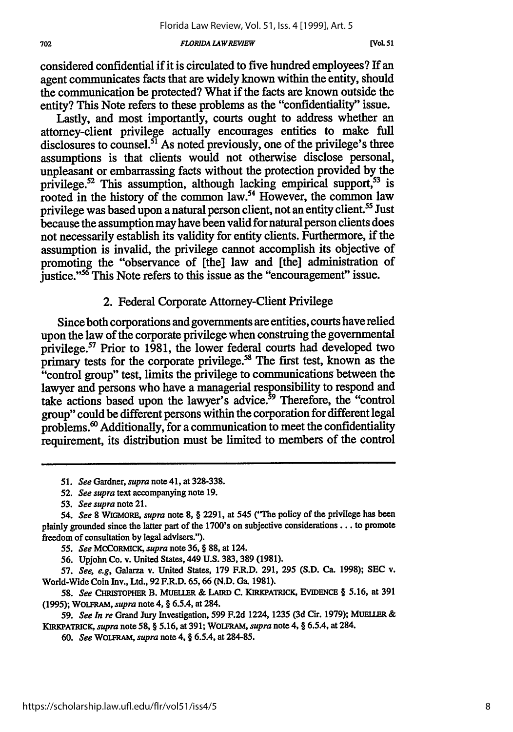considered confidential if it is circulated to five hundred employees? If an agent communicates facts that are widely known within the entity, should the communication be protected? What if the facts are known outside the entity? This Note refers to these problems as the "confidentiality" issue.

Lastly, and most importantly, courts ought to address whether an attorney-client privilege actually encourages entities to make full disclosures to counsel.[51] As noted previously, one of the privilege's three assumptions is that clients would not otherwise disclose personal, unpleasant or embarrassing facts without the protection provided by the privilege.[52] This assumption, although lacking empirical support,[53] is rooted in the history of the common law.[54] However, the common law privilege was based upon a natural person client, not an entity client.[55] Just because the assumption may have been valid for natural person clients does not necessarily establish its validity for entity clients. Furthermore, if the assumption is invalid, the privilege cannot accomplish its objective of promoting the "observance of [the] law and [the] administration of justice."[56] This Note refers to this issue as the "encouragement" issue.

### 2. Federal Corporate Attorney-Client Privilege

Since both corporations and governments are entities, courts have relied upon the law of the corporate privilege when construing the governmental privilege.[57] Prior to 1981, the lower federal courts had developed two primary tests for the corporate privilege.[58] The first test, known as the "control group" test, limits the privilege to communications between the lawyer and persons who have a managerial responsibility to respond and take actions based upon the lawyer's advice.[59] Therefore, the "control group" could be different persons within the corporation for different legal problems.[60] Additionally, for a communication to meet the confidentiality requirement, its distribution must be limited to members of the control

---

51. *See* Gardner, *supra* note 41, at 328-338.

52. *See supra* text accompanying note 19.

53. *See supra* note 21.

54. *See* 8 WIGMORE, *supra* note 8, § 2291, at 545 ("The policy of the privilege has been plainly grounded since the latter part of the 1700's on subjective considerations . . . to promote freedom of consultation by legal advisers.").

55. *See* MCCORMICK, *supra* note 36, § 88, at 124.

56. Upjohn Co. v. United States, 449 U.S. 383, 389 (1981).

57. *See, e.g*, Galarza v. United States, 179 F.R.D. 291, 295 (S.D. Ca. 1998); SEC v. World-Wide Coin Inv., Ltd., 92 F.R.D. 65, 66 (N.D. Ga. 1981).

58. *See* CHRISTOPHER B. MUELLER & LAIRD C. KIRKPATRICK, EVIDENCE § 5.16, at 391 (1995); WOLFRAM, *supra* note 4, § 6.5.4, at 284.

59. *See In re* Grand Jury Investigation, 599 F.2d 1224, 1235 (3d Cir. 1979); MUELLER & KIRKPATRICK, *supra* note 58, § 5.16, at 391; WOLFRAM, *supra* note 4, § 6.5.4, at 284.

60. *See* WOLFRAM, *supra* note 4, § 6.5.4, at 284-85.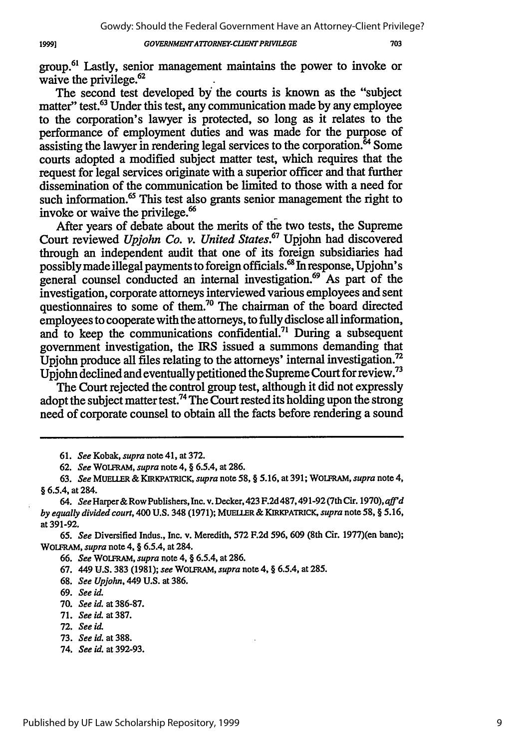group.[61] Lastly, senior management maintains the power to invoke or waive the privilege.[62]

The second test developed by the courts is known as the "subject matter" test.[63] Under this test, any communication made by any employee to the corporation's lawyer is protected, so long as it relates to the performance of employment duties and was made for the purpose of assisting the lawyer in rendering legal services to the corporation.[64] Some courts adopted a modified subject matter test, which requires that the request for legal services originate with a superior officer and that further dissemination of the communication be limited to those with a need for such information.[65] This test also grants senior management the right to invoke or waive the privilege.[66]

After years of debate about the merits of the two tests, the Supreme Court reviewed *Upjohn Co. v. United States*.[67] Upjohn had discovered through an independent audit that one of its foreign subsidiaries had possibly made illegal payments to foreign officials.[68] In response, Upjohn's general counsel conducted an internal investigation.[69] As part of the investigation, corporate attorneys interviewed various employees and sent questionnaires to some of them.[70] The chairman of the board directed employees to cooperate with the attorneys, to fully disclose all information, and to keep the communications confidential.[71] During a subsequent government investigation, the IRS issued a summons demanding that Upjohn produce all files relating to the attorneys' internal investigation.[72] Upjohn declined and eventually petitioned the Supreme Court for review.[73]

The Court rejected the control group test, although it did not expressly adopt the subject matter test.[74] The Court rested its holding upon the strong need of corporate counsel to obtain all the facts before rendering a sound

---

61. *See* Kobak, *supra* note 41, at 372.

62. *See* WOLFRAM, *supra* note 4, § 6.5.4, at 286.

63. *See* MUELLER & KIRKPATRICK, *supra* note 58, § 5.16, at 391; WOLFRAM, *supra* note 4, § 6.5.4, at 284.

64. *See* Harper & Row Publishers, Inc. v. Decker, 423 F.2d 487, 491-92 (7th Cir. 1970), *aff'd by equally divided court*, 400 U.S. 348 (1971); MUELLER & KIRKPATRICK, *supra* note 58, § 5.16, at 391-92.

65. *See* Diversified Indus., Inc. v. Meredith, 572 F.2d 596, 609 (8th Cir. 1977)(en banc); WOLFRAM, *supra* note 4, § 6.5.4, at 284.

66. *See* WOLFRAM, *supra* note 4, § 6.5.4, at 286.

67. 449 U.S. 383 (1981); *see* WOLFRAM, *supra* note 4, § 6.5.4, at 285.

68. *See Upjohn*, 449 U.S. at 386.

69. *See id.*

70. *See id.* at 386-87.

71. *See id.* at 387.

72. *See id.*

73. *See id.* at 388.

74. *See id.* at 392-93.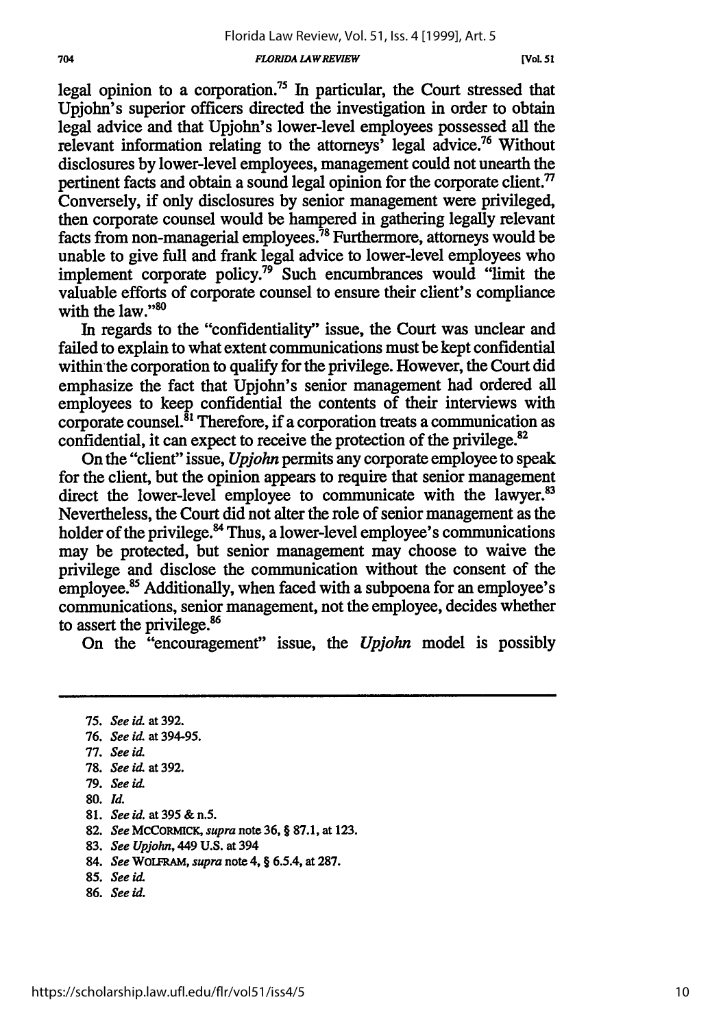legal opinion to a corporation.[75] In particular, the Court stressed that Upjohn's superior officers directed the investigation in order to obtain legal advice and that Upjohn's lower-level employees possessed all the relevant information relating to the attorneys' legal advice.[76] Without disclosures by lower-level employees, management could not unearth the pertinent facts and obtain a sound legal opinion for the corporate client.[77] Conversely, if only disclosures by senior management were privileged, then corporate counsel would be hampered in gathering legally relevant facts from non-managerial employees.[78] Furthermore, attorneys would be unable to give full and frank legal advice to lower-level employees who implement corporate policy.[79] Such encumbrances would "limit the valuable efforts of corporate counsel to ensure their client's compliance with the law."[80]

In regards to the "confidentiality" issue, the Court was unclear and failed to explain to what extent communications must be kept confidential within the corporation to qualify for the privilege. However, the Court did emphasize the fact that Upjohn's senior management had ordered all employees to keep confidential the contents of their interviews with corporate counsel.[81] Therefore, if a corporation treats a communication as confidential, it can expect to receive the protection of the privilege.[82]

On the "client" issue, *Upjohn* permits any corporate employee to speak for the client, but the opinion appears to require that senior management direct the lower-level employee to communicate with the lawyer.[83] Nevertheless, the Court did not alter the role of senior management as the holder of the privilege.[84] Thus, a lower-level employee's communications may be protected, but senior management may choose to waive the privilege and disclose the communication without the consent of the employee.[85] Additionally, when faced with a subpoena for an employee's communications, senior management, not the employee, decides whether to assert the privilege.[86]

On the "encouragement" issue, the *Upjohn* model is possibly

---

75. *See id.* at 392.
76. *See id.* at 394-95.
77. *See id.*
78. *See id.* at 392.
79. *See id.*
80. *Id.*
81. *See id.* at 395 & n.5.
82. *See* MCCORMICK, *supra* note 36, § 87.1, at 123.
83. *See Upjohn*, 449 U.S. at 394
84. *See* WOLFRAM, *supra* note 4, § 6.5.4, at 287.
85. *See id.*
86. *See id.*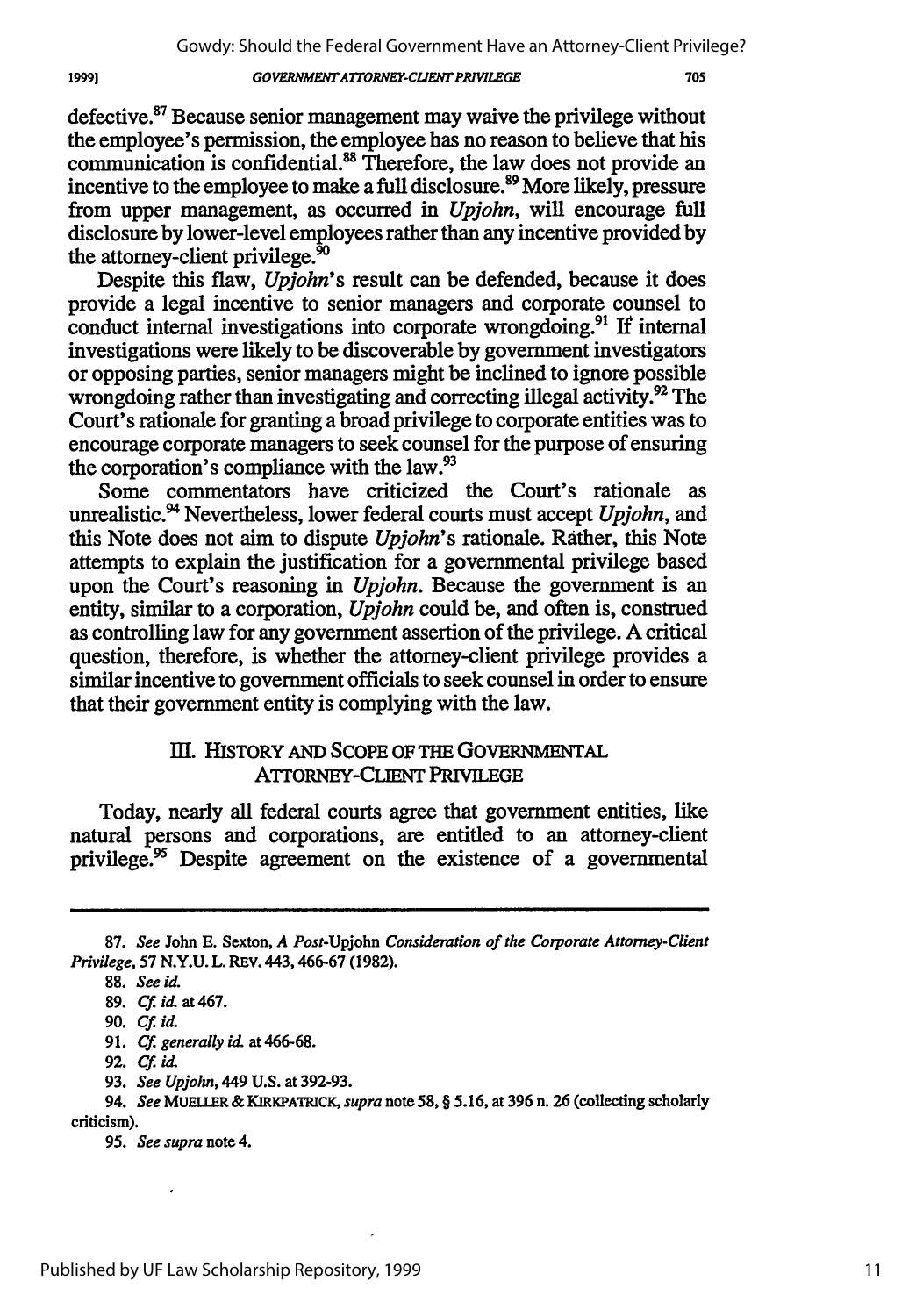defective.[87] Because senior management may waive the privilege without the employee's permission, the employee has no reason to believe that his communication is confidential.[88] Therefore, the law does not provide an incentive to the employee to make a full disclosure.[89] More likely, pressure from upper management, as occurred in *Upjohn*, will encourage full disclosure by lower-level employees rather than any incentive provided by the attorney-client privilege.[90]

Despite this flaw, *Upjohn*'s result can be defended, because it does provide a legal incentive to senior managers and corporate counsel to conduct internal investigations into corporate wrongdoing.[91] If internal investigations were likely to be discoverable by government investigators or opposing parties, senior managers might be inclined to ignore possible wrongdoing rather than investigating and correcting illegal activity.[92] The Court's rationale for granting a broad privilege to corporate entities was to encourage corporate managers to seek counsel for the purpose of ensuring the corporation's compliance with the law.[93]

Some commentators have criticized the Court's rationale as unrealistic.[94] Nevertheless, lower federal courts must accept *Upjohn*, and this Note does not aim to dispute *Upjohn*'s rationale. Rather, this Note attempts to explain the justification for a governmental privilege based upon the Court's reasoning in *Upjohn*. Because the government is an entity, similar to a corporation, *Upjohn* could be, and often is, construed as controlling law for any government assertion of the privilege. A critical question, therefore, is whether the attorney-client privilege provides a similar incentive to government officials to seek counsel in order to ensure that their government entity is complying with the law.

## III. HISTORY AND SCOPE OF THE GOVERNMENTAL ATTORNEY-CLIENT PRIVILEGE

Today, nearly all federal courts agree that government entities, like natural persons and corporations, are entitled to an attorney-client privilege.[95] Despite agreement on the existence of a governmental

---

87. *See* John E. Sexton, *A Post-*Upjohn *Consideration of the Corporate Attorney-Client Privilege*, 57 N.Y.U. L. REV. 443, 466-67 (1982).

88. *See id.*

89. *Cf. id.* at 467.

90. *Cf. id.*

91. *Cf. generally id.* at 466-68.

92. *Cf. id.*

93. *See Upjohn*, 449 U.S. at 392-93.

94. *See* MUELLER & KIRKPATRICK, *supra* note 58, § 5.16, at 396 n. 26 (collecting scholarly criticism).

95. *See supra* note 4.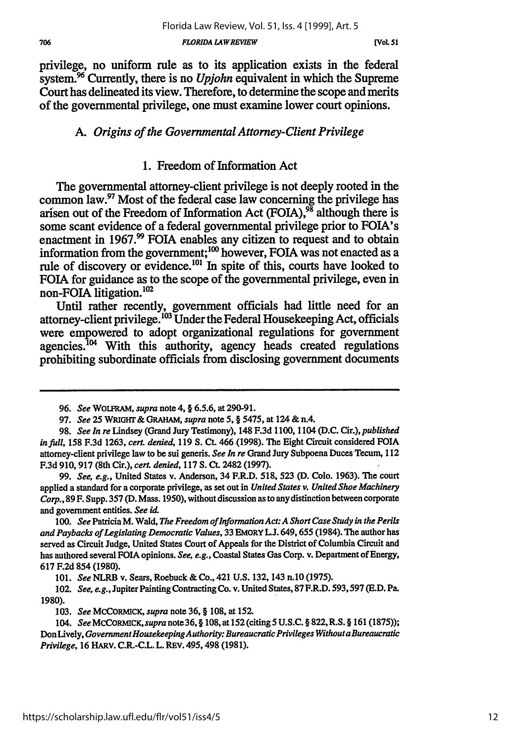privilege, no uniform rule as to its application exists in the federal system.[96] Currently, there is no *Upjohn* equivalent in which the Supreme Court has delineated its view. Therefore, to determine the scope and merits of the governmental privilege, one must examine lower court opinions.

### A. *Origins of the Governmental Attorney-Client Privilege*

#### 1. Freedom of Information Act

The governmental attorney-client privilege is not deeply rooted in the common law.[97] Most of the federal case law concerning the privilege has arisen out of the Freedom of Information Act (FOIA),[98] although there is some scant evidence of a federal governmental privilege prior to FOIA's enactment in 1967.[99] FOIA enables any citizen to request and to obtain information from the government;[100] however, FOIA was not enacted as a rule of discovery or evidence.[101] In spite of this, courts have looked to FOIA for guidance as to the scope of the governmental privilege, even in non-FOIA litigation.[102]

Until rather recently, government officials had little need for an attorney-client privilege.[103] Under the Federal Housekeeping Act, officials were empowered to adopt organizational regulations for government agencies.[104] With this authority, agency heads created regulations prohibiting subordinate officials from disclosing government documents

---

96. *See* WOLFRAM, *supra* note 4, § 6.5.6, at 290-91.

97. *See* 25 WRIGHT & GRAHAM, *supra* note 5, § 5475, at 124 & n.4.

98. *See In re* Lindsey (Grand Jury Testimony), 148 F.3d 1100, 1104 (D.C. Cir.), *published in full*, 158 F.3d 1263, *cert. denied*, 119 S. Ct. 466 (1998). The Eight Circuit considered FOIA attorney-client privilege law to be sui generis. *See In re* Grand Jury Subpoena Duces Tecum, 112 F.3d 910, 917 (8th Cir.), *cert. denied*, 117 S. Ct. 2482 (1997).

99. *See, e.g.*, United States v. Anderson, 34 F.R.D. 518, 523 (D. Colo. 1963). The court applied a standard for a corporate privilege, as set out in *United States v. United Shoe Machinery Corp.*, 89 F. Supp. 357 (D. Mass. 1950), without discussion as to any distinction between corporate and government entities. *See id.*

100. *See* Patricia M. Wald, *The Freedom of Information Act: A Short Case Study in the Perils and Paybacks of Legislating Democratic Values*, 33 EMORY L.J. 649, 655 (1984). The author has served as Circuit Judge, United States Court of Appeals for the District of Columbia Circuit and has authored several FOIA opinions. *See, e.g.*, Coastal States Gas Corp. v. Department of Energy, 617 F.2d 854 (1980).

101. *See* NLRB v. Sears, Roebuck & Co., 421 U.S. 132, 143 n.10 (1975).

102. *See, e.g.*, Jupiter Painting Contracting Co. v. United States, 87 F.R.D. 593, 597 (E.D. Pa. 1980).

103. *See* MCCORMICK, *supra* note 36, § 108, at 152.

104. *See* MCCORMICK, *supra* note 36, § 108, at 152 (citing 5 U.S.C. § 822, R.S. § 161 (1875)); Don Lively, *Government Housekeeping Authority: Bureaucratic Privileges Without a Bureaucratic Privilege*, 16 HARV. C.R.-C.L. L. REV. 495, 498 (1981).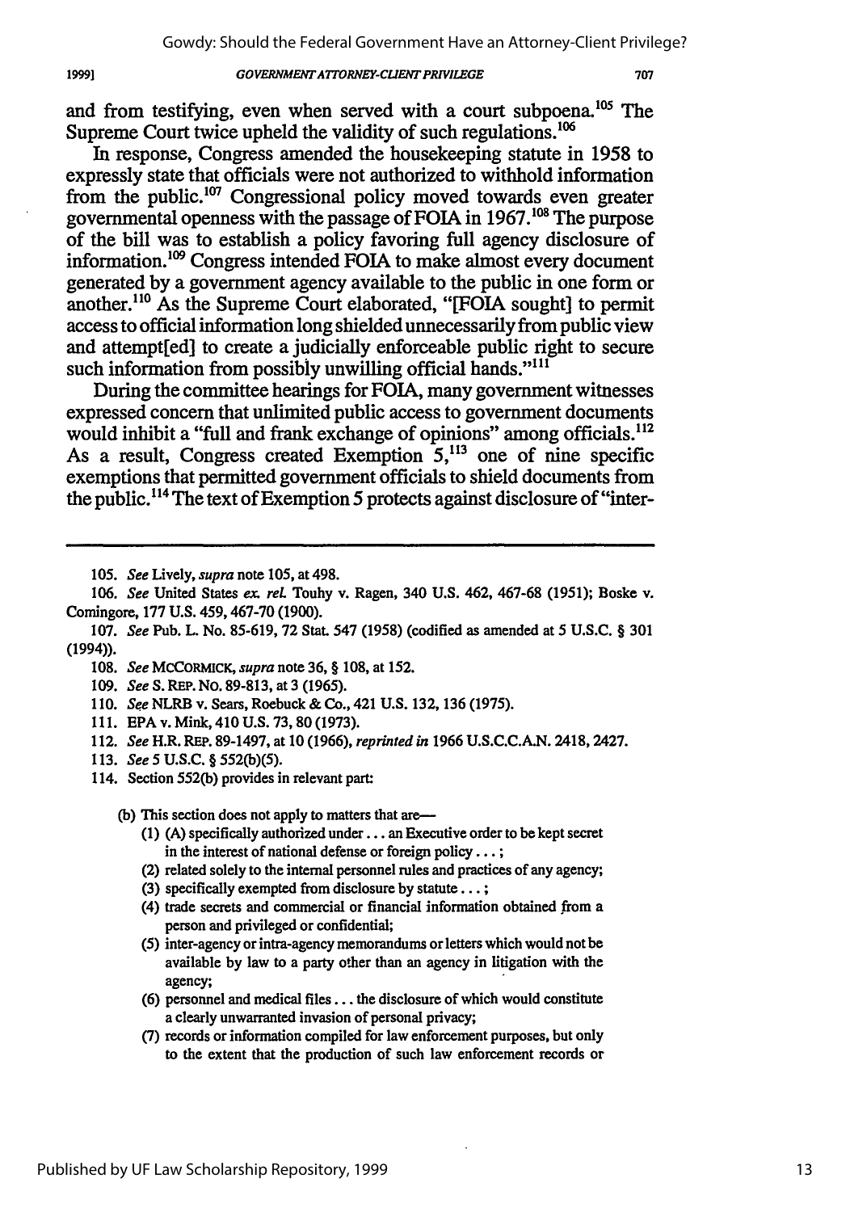and from testifying, even when served with a court subpoena.[105] The Supreme Court twice upheld the validity of such regulations.[106]

In response, Congress amended the housekeeping statute in 1958 to expressly state that officials were not authorized to withhold information from the public.[107] Congressional policy moved towards even greater governmental openness with the passage of FOIA in 1967.[108] The purpose of the bill was to establish a policy favoring full agency disclosure of information.[109] Congress intended FOIA to make almost every document generated by a government agency available to the public in one form or another.[110] As the Supreme Court elaborated, "[FOIA sought] to permit access to official information long shielded unnecessarily from public view and attempt[ed] to create a judicially enforceable public right to secure such information from possibly unwilling official hands."[111]

During the committee hearings for FOIA, many government witnesses expressed concern that unlimited public access to government documents would inhibit a "full and frank exchange of opinions" among officials.[112] As a result, Congress created Exemption 5,[113] one of nine specific exemptions that permitted government officials to shield documents from the public.[114] The text of Exemption 5 protects against disclosure of "inter-

---

105. *See* Lively, *supra* note 105, at 498.

106. *See* United States *ex. rel.* Touhy v. Ragen, 340 U.S. 462, 467-68 (1951); Boske v. Comingore, 177 U.S. 459, 467-70 (1900).

107. *See* Pub. L. No. 85-619, 72 Stat. 547 (1958) (codified as amended at 5 U.S.C. § 301 (1994)).

108. *See* MCCORMICK, *supra* note 36, § 108, at 152.

109. *See* S. REP. NO. 89-813, at 3 (1965).

110. *See* NLRB v. Sears, Roebuck & Co., 421 U.S. 132, 136 (1975).

111. EPA v. Mink, 410 U.S. 73, 80 (1973).

112. *See* H.R. REP. 89-1497, at 10 (1966), *reprinted in* 1966 U.S.C.C.A.N. 2418, 2427.

113. *See* 5 U.S.C. § 552(b)(5).

114. Section 552(b) provides in relevant part:

> (b) This section does not apply to matters that are—
>
> (1) (A) specifically authorized under . . . an Executive order to be kept secret in the interest of national defense or foreign policy . . . ;
>
> (2) related solely to the internal personnel rules and practices of any agency;
>
> (3) specifically exempted from disclosure by statute . . . ;
>
> (4) trade secrets and commercial or financial information obtained from a person and privileged or confidential;
>
> (5) inter-agency or intra-agency memorandums or letters which would not be available by law to a party other than an agency in litigation with the agency;
>
> (6) personnel and medical files . . . the disclosure of which would constitute a clearly unwarranted invasion of personal privacy;
>
> (7) records or information compiled for law enforcement purposes, but only to the extent that the production of such law enforcement records or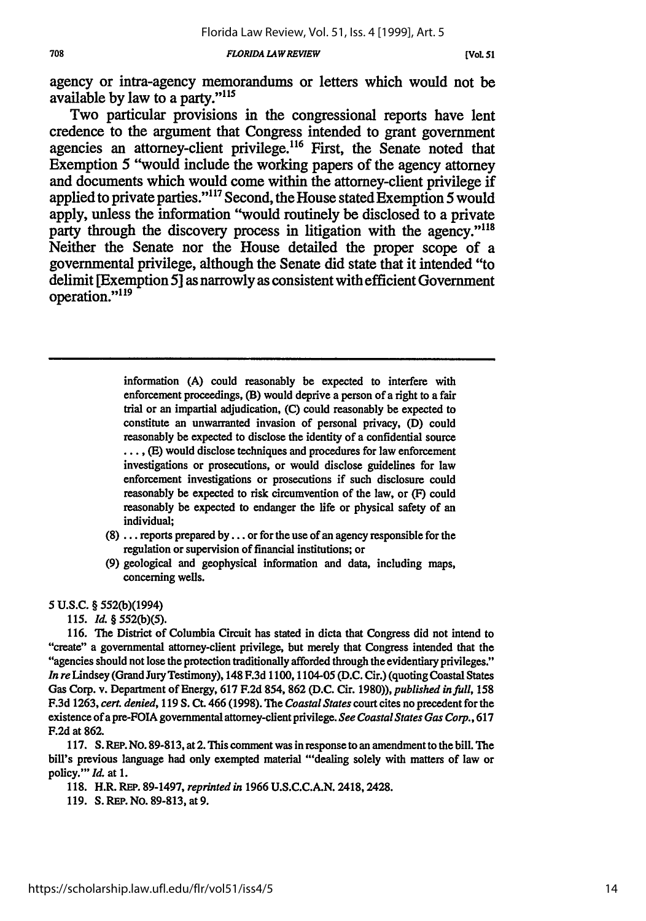agency or intra-agency memorandums or letters which would not be available by law to a party."[115]

Two particular provisions in the congressional reports have lent credence to the argument that Congress intended to grant government agencies an attorney-client privilege.[116] First, the Senate noted that Exemption 5 "would include the working papers of the agency attorney and documents which would come within the attorney-client privilege if applied to private parties."[117] Second, the House stated Exemption 5 would apply, unless the information "would routinely be disclosed to a private party through the discovery process in litigation with the agency."[118] Neither the Senate nor the House detailed the proper scope of a governmental privilege, although the Senate did state that it intended "to delimit [Exemption 5] as narrowly as consistent with efficient Government operation."[119]

---

> information (A) could reasonably be expected to interfere with enforcement proceedings, (B) would deprive a person of a right to a fair trial or an impartial adjudication, (C) could reasonably be expected to constitute an unwarranted invasion of personal privacy, (D) could reasonably be expected to disclose the identity of a confidential source . . . , (E) would disclose techniques and procedures for law enforcement investigations or prosecutions, or would disclose guidelines for law enforcement investigations or prosecutions if such disclosure could reasonably be expected to risk circumvention of the law, or (F) could reasonably be expected to endanger the life or physical safety of an individual;
>
> (8) . . . reports prepared by . . . or for the use of an agency responsible for the regulation or supervision of financial institutions; or
>
> (9) geological and geophysical information and data, including maps, concerning wells.

5 U.S.C. § 552(b)(1994)

115. *Id.* § 552(b)(5).

116. The District of Columbia Circuit has stated in dicta that Congress did not intend to "create" a governmental attorney-client privilege, but merely that Congress intended that the "agencies should not lose the protection traditionally afforded through the evidentiary privileges." *In re* Lindsey (Grand Jury Testimony), 148 F.3d 1100, 1104-05 (D.C. Cir.) (quoting Coastal States Gas Corp. v. Department of Energy, 617 F.2d 854, 862 (D.C. Cir. 1980)), *published in full*, 158 F.3d 1263, *cert. denied*, 119 S. Ct. 466 (1998). The *Coastal States* court cites no precedent for the existence of a pre-FOIA governmental attorney-client privilege. *See Coastal States Gas Corp.*, 617 F.2d at 862.

117. S. REP. NO. 89-813, at 2. This comment was in response to an amendment to the bill. The bill's previous language had only exempted material "'dealing solely with matters of law or policy.'" *Id.* at 1.

118. H.R. REP. 89-1497, *reprinted in* 1966 U.S.C.C.A.N. 2418, 2428.

119. S. REP. NO. 89-813, at 9.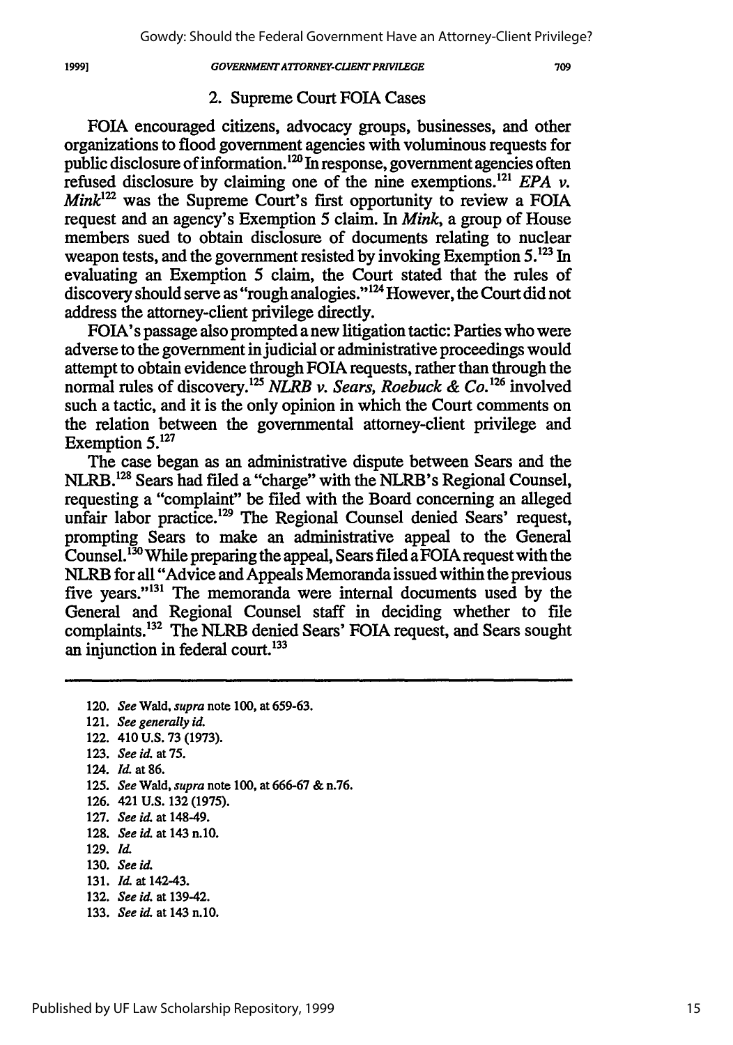### 2. Supreme Court FOIA Cases

FOIA encouraged citizens, advocacy groups, businesses, and other organizations to flood government agencies with voluminous requests for public disclosure of information.[120] In response, government agencies often refused disclosure by claiming one of the nine exemptions.[121] *EPA v. Mink*[122] was the Supreme Court's first opportunity to review a FOIA request and an agency's Exemption 5 claim. In *Mink*, a group of House members sued to obtain disclosure of documents relating to nuclear weapon tests, and the government resisted by invoking Exemption 5.[123] In evaluating an Exemption 5 claim, the Court stated that the rules of discovery should serve as "rough analogies."[124] However, the Court did not address the attorney-client privilege directly.

FOIA's passage also prompted a new litigation tactic: Parties who were adverse to the government in judicial or administrative proceedings would attempt to obtain evidence through FOIA requests, rather than through the normal rules of discovery.[125] *NLRB v. Sears, Roebuck & Co.*[126] involved such a tactic, and it is the only opinion in which the Court comments on the relation between the governmental attorney-client privilege and Exemption 5.[127]

The case began as an administrative dispute between Sears and the NLRB.[128] Sears had filed a "charge" with the NLRB's Regional Counsel, requesting a "complaint" be filed with the Board concerning an alleged unfair labor practice.[129] The Regional Counsel denied Sears' request, prompting Sears to make an administrative appeal to the General Counsel.[130] While preparing the appeal, Sears filed a FOIA request with the NLRB for all "Advice and Appeals Memoranda issued within the previous five years."[131] The memoranda were internal documents used by the General and Regional Counsel staff in deciding whether to file complaints.[132] The NLRB denied Sears' FOIA request, and Sears sought an injunction in federal court.[133]

---

120. *See* Wald, *supra* note 100, at 659-63.
121. *See generally id.*
122. 410 U.S. 73 (1973).
123. *See id.* at 75.
124. *Id.* at 86.
125. *See* Wald, *supra* note 100, at 666-67 & n.76.
126. 421 U.S. 132 (1975).
127. *See id.* at 148-49.
128. *See id.* at 143 n.10.
129. *Id.*
130. *See id.*
131. *Id.* at 142-43.
132. *See id.* at 139-42.
133. *See id.* at 143 n.10.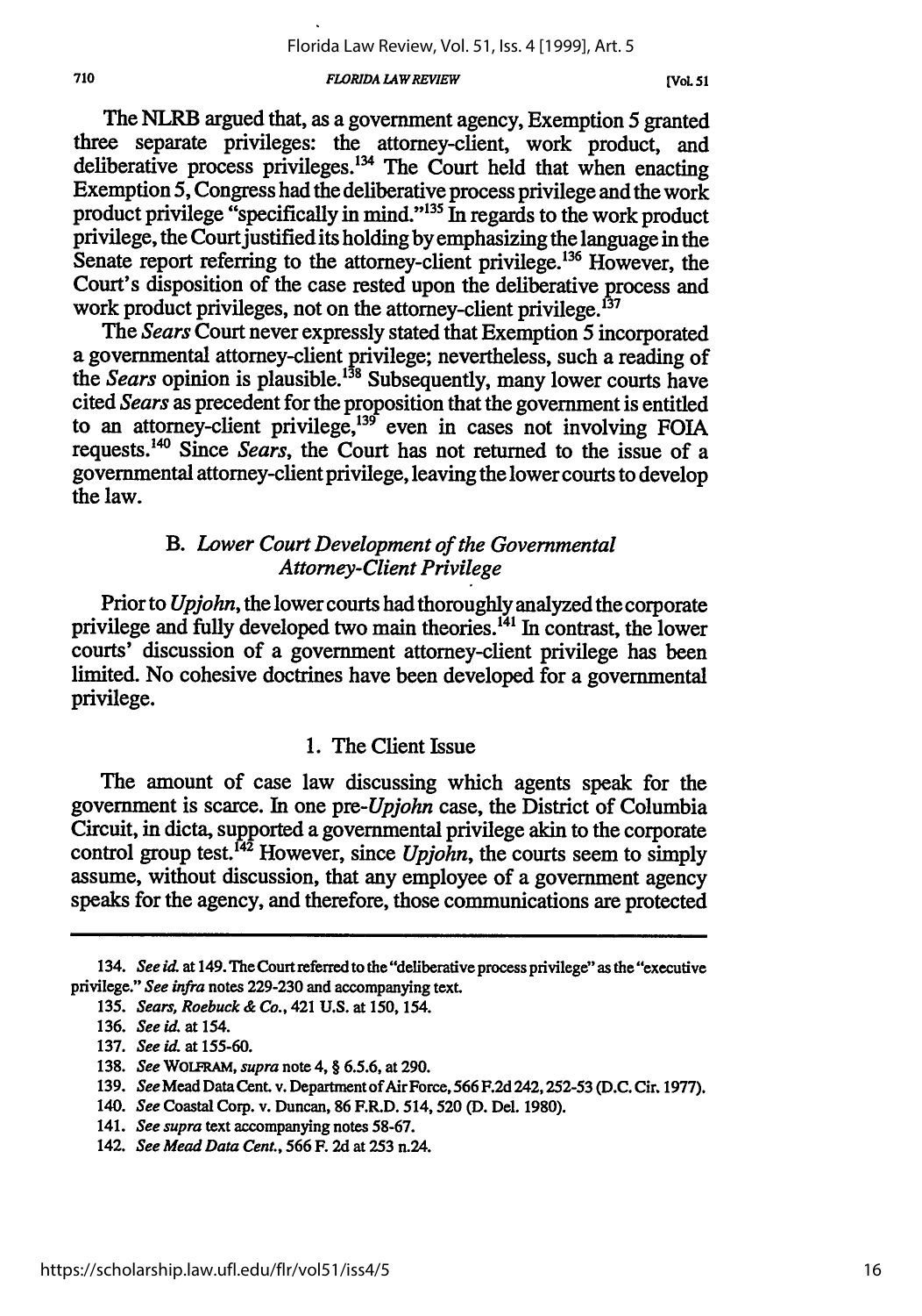The NLRB argued that, as a government agency, Exemption 5 granted three separate privileges: the attorney-client, work product, and deliberative process privileges.[134] The Court held that when enacting Exemption 5, Congress had the deliberative process privilege and the work product privilege "specifically in mind."[135] In regards to the work product privilege, the Court justified its holding by emphasizing the language in the Senate report referring to the attorney-client privilege.[136] However, the Court's disposition of the case rested upon the deliberative process and work product privileges, not on the attorney-client privilege.[137]

The *Sears* Court never expressly stated that Exemption 5 incorporated a governmental attorney-client privilege; nevertheless, such a reading of the *Sears* opinion is plausible.[138] Subsequently, many lower courts have cited *Sears* as precedent for the proposition that the government is entitled to an attorney-client privilege,[139] even in cases not involving FOIA requests.[140] Since *Sears*, the Court has not returned to the issue of a governmental attorney-client privilege, leaving the lower courts to develop the law.

### B. *Lower Court Development of the Governmental Attorney-Client Privilege*

Prior to *Upjohn*, the lower courts had thoroughly analyzed the corporate privilege and fully developed two main theories.[141] In contrast, the lower courts' discussion of a government attorney-client privilege has been limited. No cohesive doctrines have been developed for a governmental privilege.

#### 1. The Client Issue

The amount of case law discussing which agents speak for the government is scarce. In one pre-*Upjohn* case, the District of Columbia Circuit, in dicta, supported a governmental privilege akin to the corporate control group test.[142] However, since *Upjohn*, the courts seem to simply assume, without discussion, that any employee of a government agency speaks for the agency, and therefore, those communications are protected

---

134. *See id.* at 149. The Court referred to the "deliberative process privilege" as the "executive privilege." *See infra* notes 229-230 and accompanying text.

135. *Sears, Roebuck & Co.*, 421 U.S. at 150, 154.

136. *See id.* at 154.

137. *See id.* at 155-60.

138. *See* WOLFRAM, *supra* note 4, § 6.5.6, at 290.

139. *See* Mead Data Cent. v. Department of Air Force, 566 F.2d 242, 252-53 (D.C. Cir. 1977).

140. *See* Coastal Corp. v. Duncan, 86 F.R.D. 514, 520 (D. Del. 1980).

141. *See supra* text accompanying notes 58-67.

142. *See Mead Data Cent.*, 566 F. 2d at 253 n.24.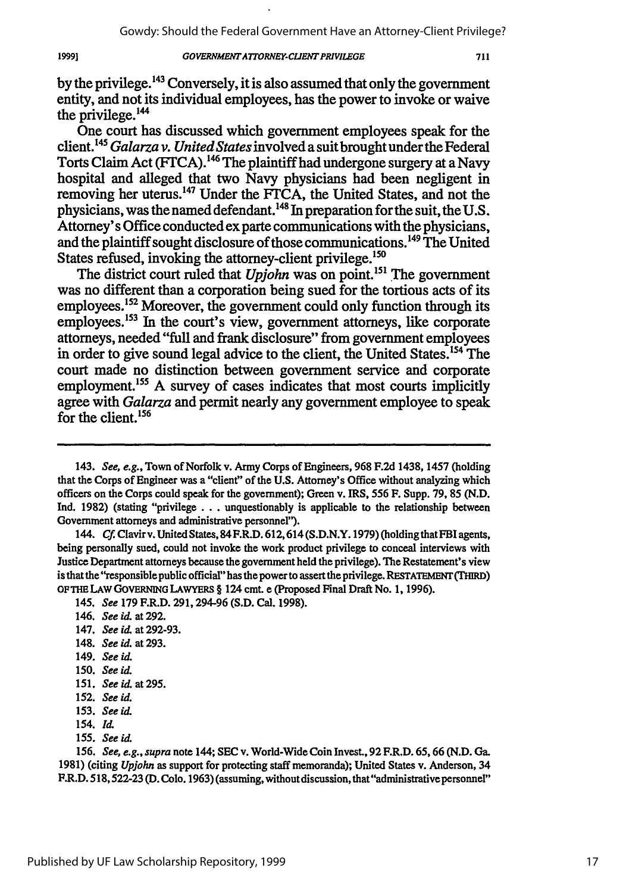by the privilege.[143] Conversely, it is also assumed that only the government entity, and not its individual employees, has the power to invoke or waive the privilege.[144]

One court has discussed which government employees speak for the client.[145] *Galarza v. United States* involved a suit brought under the Federal Torts Claim Act (FTCA).[146] The plaintiff had undergone surgery at a Navy hospital and alleged that two Navy physicians had been negligent in removing her uterus.[147] Under the FTCA, the United States, and not the physicians, was the named defendant.[148] In preparation for the suit, the U.S. Attorney's Office conducted ex parte communications with the physicians, and the plaintiff sought disclosure of those communications.[149] The United States refused, invoking the attorney-client privilege.[150]

The district court ruled that *Upjohn* was on point.[151] The government was no different than a corporation being sued for the tortious acts of its employees.[152] Moreover, the government could only function through its employees.[153] In the court's view, government attorneys, like corporate attorneys, needed "full and frank disclosure" from government employees in order to give sound legal advice to the client, the United States.[154] The court made no distinction between government service and corporate employment.[155] A survey of cases indicates that most courts implicitly agree with *Galarza* and permit nearly any government employee to speak for the client.[156]

---

143. *See, e.g.*, Town of Norfolk v. Army Corps of Engineers, 968 F.2d 1438, 1457 (holding that the Corps of Engineer was a "client" of the U.S. Attorney's Office without analyzing which officers on the Corps could speak for the government); Green v. IRS, 556 F. Supp. 79, 85 (N.D. Ind. 1982) (stating "privilege . . . unquestionably is applicable to the relationship between Government attorneys and administrative personnel").

144. *Cf.* Clavir v. United States, 84 F.R.D. 612, 614 (S.D.N.Y. 1979) (holding that FBI agents, being personally sued, could not invoke the work product privilege to conceal interviews with Justice Department attorneys because the government held the privilege). The Restatement's view is that the "responsible public official" has the power to assert the privilege. RESTATEMENT (THIRD) OF THE LAW GOVERNING LAWYERS § 124 cmt. e (Proposed Final Draft No. 1, 1996).

145. *See* 179 F.R.D. 291, 294-96 (S.D. Cal. 1998).

146. *See id.* at 292.

147. *See id.* at 292-93.

148. *See id.* at 293.

149. *See id.*

150. *See id.*

151. *See id.* at 295.

152. *See id.*

153. *See id.*

154. *Id.*

155. *See id.*

156. *See, e.g.*, *supra* note 144; SEC v. World-Wide Coin Invest., 92 F.R.D. 65, 66 (N.D. Ga. 1981) (citing *Upjohn* as support for protecting staff memoranda); United States v. Anderson, 34 F.R.D. 518, 522-23 (D. Colo. 1963) (assuming, without discussion, that "administrative personnel"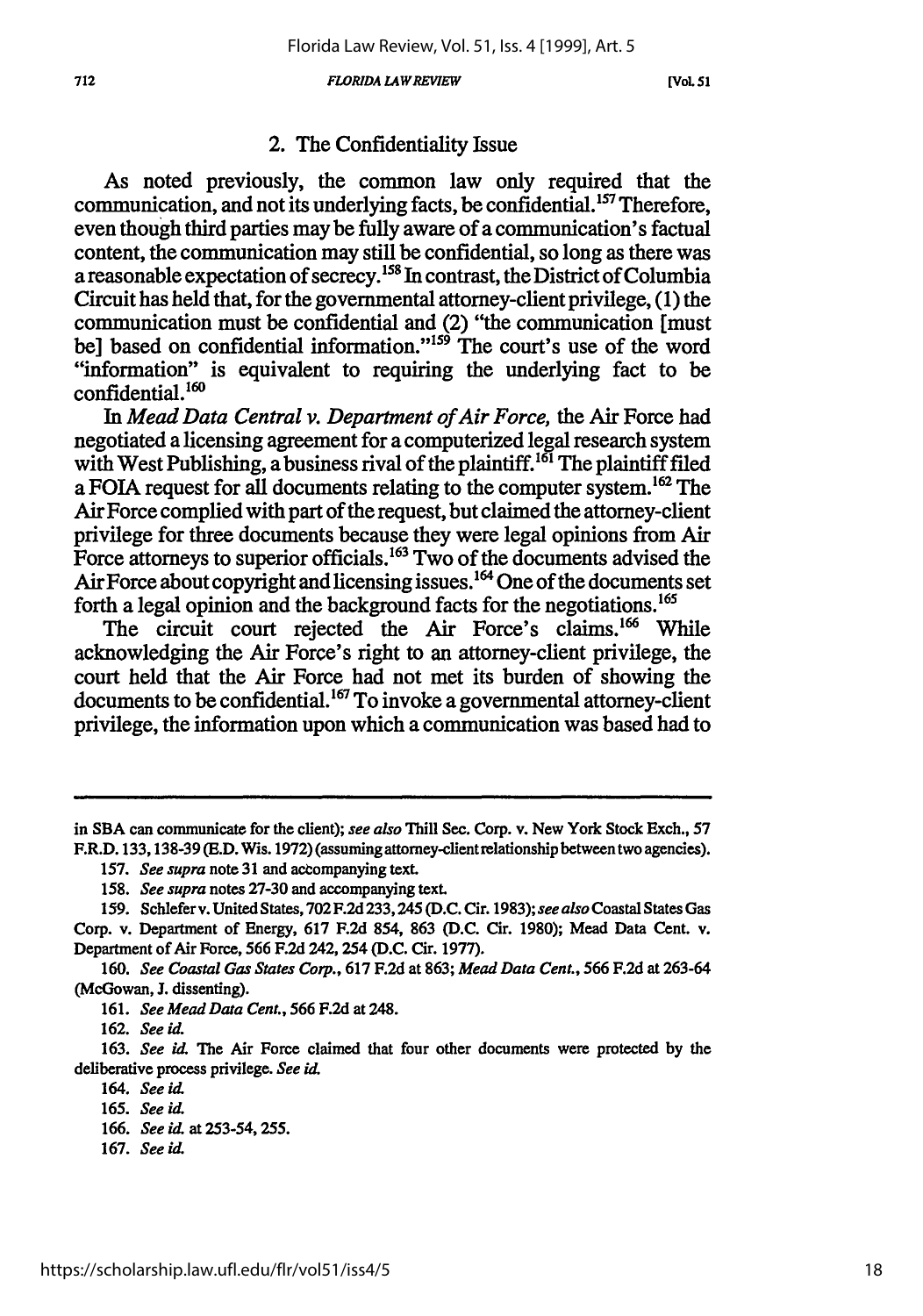### 2. The Confidentiality Issue

As noted previously, the common law only required that the communication, and not its underlying facts, be confidential.[157] Therefore, even though third parties may be fully aware of a communication's factual content, the communication may still be confidential, so long as there was a reasonable expectation of secrecy.[158] In contrast, the District of Columbia Circuit has held that, for the governmental attorney-client privilege, (1) the communication must be confidential and (2) "the communication [must be] based on confidential information."[159] The court's use of the word "information" is equivalent to requiring the underlying fact to be confidential.[160]

In *Mead Data Central v. Department of Air Force*, the Air Force had negotiated a licensing agreement for a computerized legal research system with West Publishing, a business rival of the plaintiff.[161] The plaintiff filed a FOIA request for all documents relating to the computer system.[162] The Air Force complied with part of the request, but claimed the attorney-client privilege for three documents because they were legal opinions from Air Force attorneys to superior officials.[163] Two of the documents advised the Air Force about copyright and licensing issues.[164] One of the documents set forth a legal opinion and the background facts for the negotiations.[165]

The circuit court rejected the Air Force's claims.[166] While acknowledging the Air Force's right to an attorney-client privilege, the court held that the Air Force had not met its burden of showing the documents to be confidential.[167] To invoke a governmental attorney-client privilege, the information upon which a communication was based had to

---

in SBA can communicate for the client); *see also* Thill Sec. Corp. v. New York Stock Exch., 57 F.R.D. 133, 138-39 (E.D. Wis. 1972) (assuming attorney-client relationship between two agencies).

157. *See supra* note 31 and accompanying text.

158. *See supra* notes 27-30 and accompanying text.

159. Schlefer v. United States, 702 F.2d 233, 245 (D.C. Cir. 1983); *see also* Coastal States Gas Corp. v. Department of Energy, 617 F.2d 854, 863 (D.C. Cir. 1980); Mead Data Cent. v. Department of Air Force, 566 F.2d 242, 254 (D.C. Cir. 1977).

160. *See Coastal Gas States Corp.*, 617 F.2d at 863; *Mead Data Cent.*, 566 F.2d at 263-64 (McGowan, J. dissenting).

161. *See Mead Data Cent.*, 566 F.2d at 248.

162. *See id.*

163. *See id.* The Air Force claimed that four other documents were protected by the deliberative process privilege. *See id.*

164. *See id.*

165. *See id.*

166. *See id.* at 253-54, 255.

167. *See id.*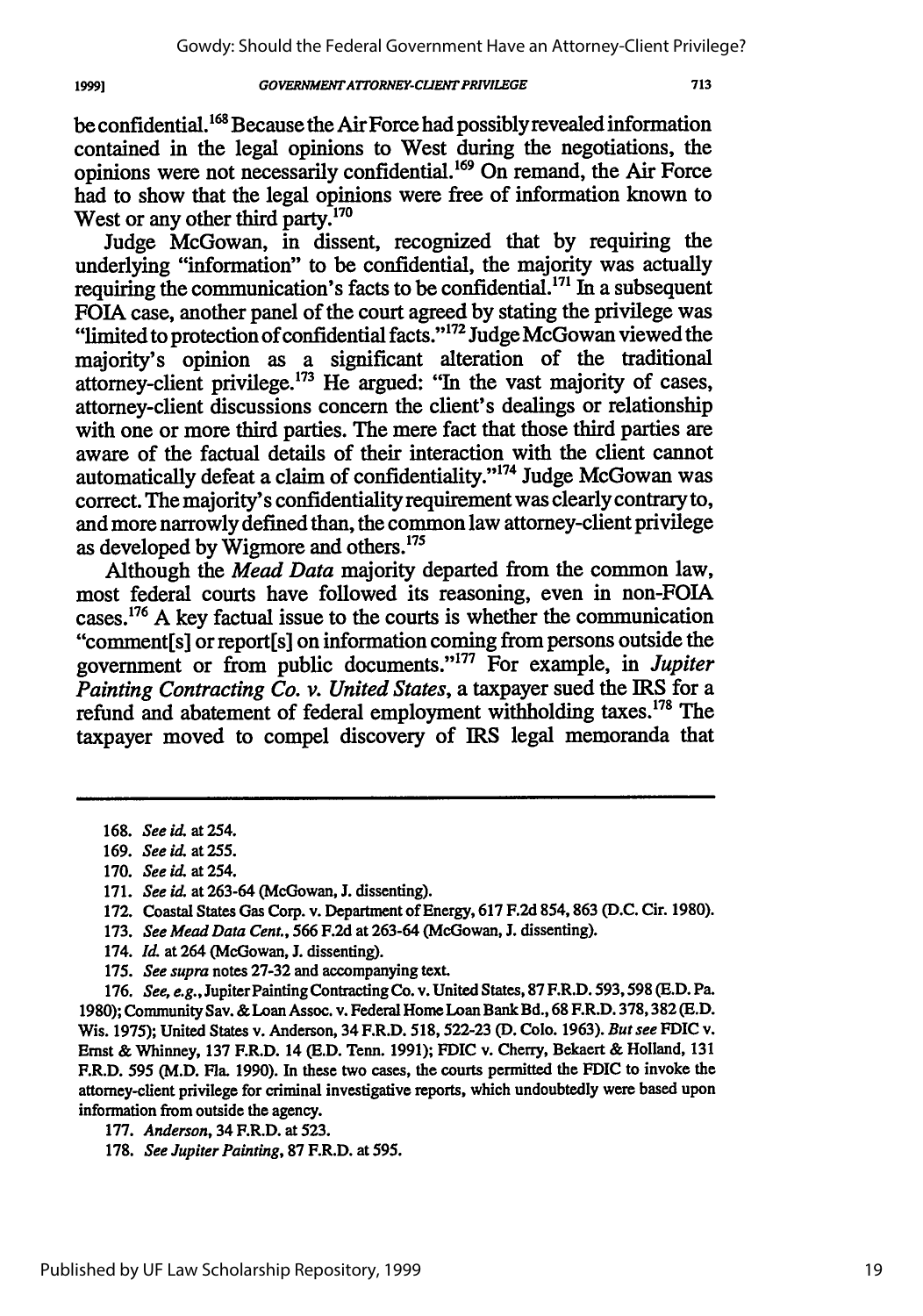be confidential.[168] Because the Air Force had possibly revealed information contained in the legal opinions to West during the negotiations, the opinions were not necessarily confidential.[169] On remand, the Air Force had to show that the legal opinions were free of information known to West or any other third party.[170]

Judge McGowan, in dissent, recognized that by requiring the underlying "information" to be confidential, the majority was actually requiring the communication's facts to be confidential.[171] In a subsequent FOIA case, another panel of the court agreed by stating the privilege was "limited to protection of confidential facts."[172] Judge McGowan viewed the majority's opinion as a significant alteration of the traditional attorney-client privilege.[173] He argued: "In the vast majority of cases, attorney-client discussions concern the client's dealings or relationship with one or more third parties. The mere fact that those third parties are aware of the factual details of their interaction with the client cannot automatically defeat a claim of confidentiality."[174] Judge McGowan was correct. The majority's confidentiality requirement was clearly contrary to, and more narrowly defined than, the common law attorney-client privilege as developed by Wigmore and others.[175]

Although the *Mead Data* majority departed from the common law, most federal courts have followed its reasoning, even in non-FOIA cases.[176] A key factual issue to the courts is whether the communication "comment[s] or report[s] on information coming from persons outside the government or from public documents."[177] For example, in *Jupiter Painting Contracting Co. v. United States*, a taxpayer sued the IRS for a refund and abatement of federal employment withholding taxes.[178] The taxpayer moved to compel discovery of IRS legal memoranda that

---

168. *See id.* at 254.

169. *See id.* at 255.

170. *See id.* at 254.

171. *See id.* at 263-64 (McGowan, J. dissenting).

172. Coastal States Gas Corp. v. Department of Energy, 617 F.2d 854, 863 (D.C. Cir. 1980).

173. *See Mead Data Cent.*, 566 F.2d at 263-64 (McGowan, J. dissenting).

174. *Id.* at 264 (McGowan, J. dissenting).

175. *See supra* notes 27-32 and accompanying text.

176. *See, e.g.*, Jupiter Painting Contracting Co. v. United States, 87 F.R.D. 593, 598 (E.D. Pa. 1980); Community Sav. & Loan Assoc. v. Federal Home Loan Bank Bd., 68 F.R.D. 378, 382 (E.D. Wis. 1975); United States v. Anderson, 34 F.R.D. 518, 522-23 (D. Colo. 1963). *But see* FDIC v. Ernst & Whinney, 137 F.R.D. 14 (E.D. Tenn. 1991); FDIC v. Cherry, Bekaert & Holland, 131 F.R.D. 595 (M.D. Fla. 1990). In these two cases, the courts permitted the FDIC to invoke the attorney-client privilege for criminal investigative reports, which undoubtedly were based upon information from outside the agency.

177. *Anderson*, 34 F.R.D. at 523.

178. *See Jupiter Painting*, 87 F.R.D. at 595.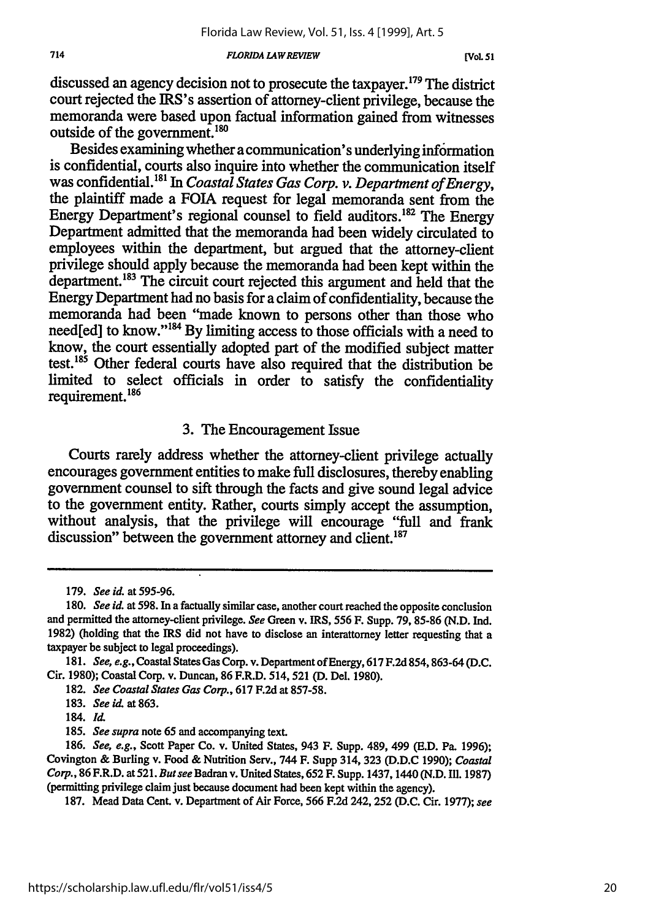discussed an agency decision not to prosecute the taxpayer.[179] The district court rejected the IRS's assertion of attorney-client privilege, because the memoranda were based upon factual information gained from witnesses outside of the government.[180]

Besides examining whether a communication's underlying information is confidential, courts also inquire into whether the communication itself was confidential.[181] In *Coastal States Gas Corp. v. Department of Energy*, the plaintiff made a FOIA request for legal memoranda sent from the Energy Department's regional counsel to field auditors.[182] The Energy Department admitted that the memoranda had been widely circulated to employees within the department, but argued that the attorney-client privilege should apply because the memoranda had been kept within the department.[183] The circuit court rejected this argument and held that the Energy Department had no basis for a claim of confidentiality, because the memoranda had been "made known to persons other than those who need[ed] to know."[184] By limiting access to those officials with a need to know, the court essentially adopted part of the modified subject matter test.[185] Other federal courts have also required that the distribution be limited to select officials in order to satisfy the confidentiality requirement.[186]

### 3. The Encouragement Issue

Courts rarely address whether the attorney-client privilege actually encourages government entities to make full disclosures, thereby enabling government counsel to sift through the facts and give sound legal advice to the government entity. Rather, courts simply accept the assumption, without analysis, that the privilege will encourage "full and frank discussion" between the government attorney and client.[187]

---

179. *See id.* at 595-96.

180. *See id.* at 598. In a factually similar case, another court reached the opposite conclusion and permitted the attorney-client privilege. *See* Green v. IRS, 556 F. Supp. 79, 85-86 (N.D. Ind. 1982) (holding that the IRS did not have to disclose an interattorney letter requesting that a taxpayer be subject to legal proceedings).

181. *See, e.g.*, Coastal States Gas Corp. v. Department of Energy, 617 F.2d 854, 863-64 (D.C. Cir. 1980); Coastal Corp. v. Duncan, 86 F.R.D. 514, 521 (D. Del. 1980).

182. *See Coastal States Gas Corp.*, 617 F.2d at 857-58.

183. *See id.* at 863.

184. *Id.*

185. *See supra* note 65 and accompanying text.

186. *See, e.g.*, Scott Paper Co. v. United States, 943 F. Supp. 489, 499 (E.D. Pa. 1996); Covington & Burling v. Food & Nutrition Serv., 744 F. Supp 314, 323 (D.D.C 1990); *Coastal Corp.*, 86 F.R.D. at 521. *But see* Badran v. United States, 652 F. Supp. 1437, 1440 (N.D. Ill. 1987) (permitting privilege claim just because document had been kept within the agency).

187. Mead Data Cent. v. Department of Air Force, 566 F.2d 242, 252 (D.C. Cir. 1977); *see*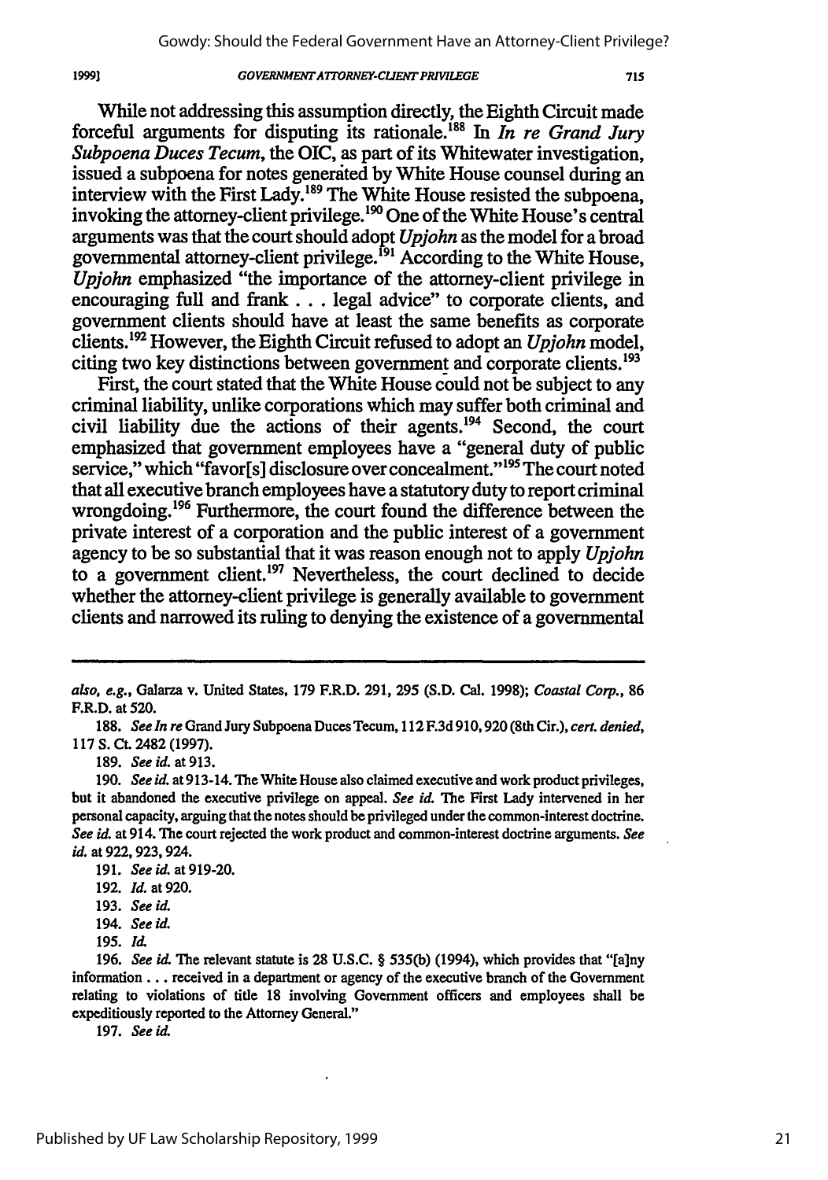While not addressing this assumption directly, the Eighth Circuit made forceful arguments for disputing its rationale.[188] In *In re Grand Jury Subpoena Duces Tecum*, the OIC, as part of its Whitewater investigation, issued a subpoena for notes generated by White House counsel during an interview with the First Lady.[189] The White House resisted the subpoena, invoking the attorney-client privilege.[190] One of the White House's central arguments was that the court should adopt *Upjohn* as the model for a broad governmental attorney-client privilege.[191] According to the White House, *Upjohn* emphasized "the importance of the attorney-client privilege in encouraging full and frank . . . legal advice" to corporate clients, and government clients should have at least the same benefits as corporate clients.[192] However, the Eighth Circuit refused to adopt an *Upjohn* model, citing two key distinctions between government and corporate clients.[193]

First, the court stated that the White House could not be subject to any criminal liability, unlike corporations which may suffer both criminal and civil liability due the actions of their agents.[194] Second, the court emphasized that government employees have a "general duty of public service," which "favor[s] disclosure over concealment."[195] The court noted that all executive branch employees have a statutory duty to report criminal wrongdoing.[196] Furthermore, the court found the difference between the private interest of a corporation and the public interest of a government agency to be so substantial that it was reason enough not to apply *Upjohn* to a government client.[197] Nevertheless, the court declined to decide whether the attorney-client privilege is generally available to government clients and narrowed its ruling to denying the existence of a governmental

---

*also, e.g.*, Galarza v. United States, 179 F.R.D. 291, 295 (S.D. Cal. 1998); *Coastal Corp.*, 86 F.R.D. at 520.

188. *See In re* Grand Jury Subpoena Duces Tecum, 112 F.3d 910, 920 (8th Cir.), *cert. denied*, 117 S. Ct. 2482 (1997).

189. *See id.* at 913.

190. *See id.* at 913-14. The White House also claimed executive and work product privileges, but it abandoned the executive privilege on appeal. *See id.* The First Lady intervened in her personal capacity, arguing that the notes should be privileged under the common-interest doctrine. *See id.* at 914. The court rejected the work product and common-interest doctrine arguments. *See id.* at 922, 923, 924.

191. *See id.* at 919-20.

192. *Id.* at 920.

193. *See id.*

194. *See id.*

195. *Id.*

196. *See id.* The relevant statute is 28 U.S.C. § 535(b) (1994), which provides that "[a]ny information . . . received in a department or agency of the executive branch of the Government relating to violations of title 18 involving Government officers and employees shall be expeditiously reported to the Attorney General."

197. *See id.*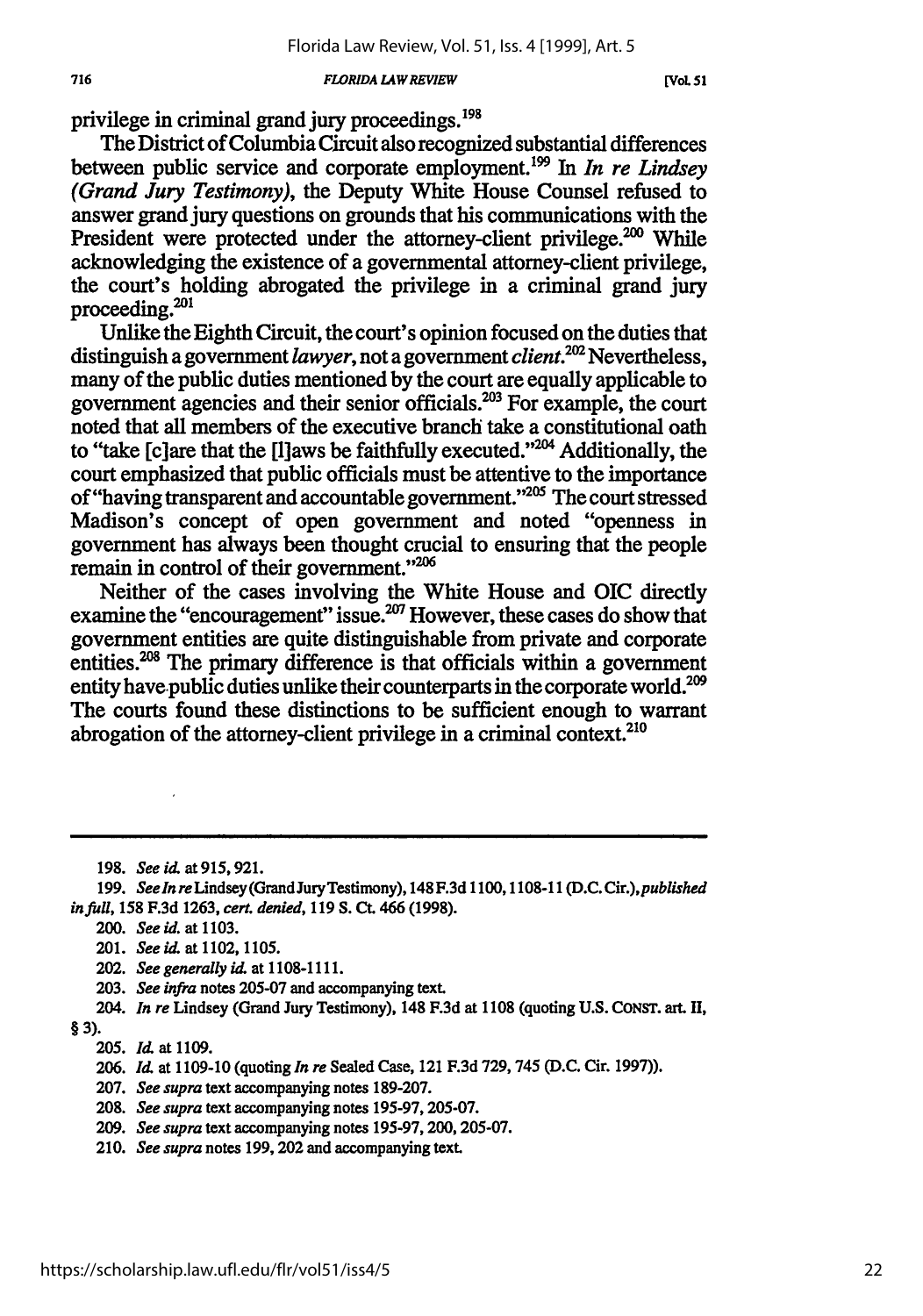privilege in criminal grand jury proceedings.[198]

The District of Columbia Circuit also recognized substantial differences between public service and corporate employment.[199] In *In re Lindsey (Grand Jury Testimony)*, the Deputy White House Counsel refused to answer grand jury questions on grounds that his communications with the President were protected under the attorney-client privilege.[200] While acknowledging the existence of a governmental attorney-client privilege, the court's holding abrogated the privilege in a criminal grand jury proceeding.[201]

Unlike the Eighth Circuit, the court's opinion focused on the duties that distinguish a government *lawyer*, not a government *client*.[202] Nevertheless, many of the public duties mentioned by the court are equally applicable to government agencies and their senior officials.[203] For example, the court noted that all members of the executive branch take a constitutional oath to "take [c]are that the [l]aws be faithfully executed."[204] Additionally, the court emphasized that public officials must be attentive to the importance of "having transparent and accountable government."[205] The court stressed Madison's concept of open government and noted "openness in government has always been thought crucial to ensuring that the people remain in control of their government."[206]

Neither of the cases involving the White House and OIC directly examine the "encouragement" issue.[207] However, these cases do show that government entities are quite distinguishable from private and corporate entities.[208] The primary difference is that officials within a government entity have public duties unlike their counterparts in the corporate world.[209] The courts found these distinctions to be sufficient enough to warrant abrogation of the attorney-client privilege in a criminal context.[210]

---

198. *See id.* at 915, 921.

199. *See In re* Lindsey (Grand Jury Testimony), 148 F.3d 1100, 1108-11 (D.C. Cir.), *published in full*, 158 F.3d 1263, *cert. denied*, 119 S. Ct. 466 (1998).

200. *See id.* at 1103.

201. *See id.* at 1102, 1105.

202. *See generally id.* at 1108-1111.

203. *See infra* notes 205-07 and accompanying text.

204. *In re* Lindsey (Grand Jury Testimony), 148 F.3d at 1108 (quoting U.S. CONST. art. II, § 3).

205. *Id.* at 1109.

206. *Id.* at 1109-10 (quoting *In re* Sealed Case, 121 F.3d 729, 745 (D.C. Cir. 1997)).

207. *See supra* text accompanying notes 189-207.

208. *See supra* text accompanying notes 195-97, 205-07.

209. *See supra* text accompanying notes 195-97, 200, 205-07.

210. *See supra* notes 199, 202 and accompanying text.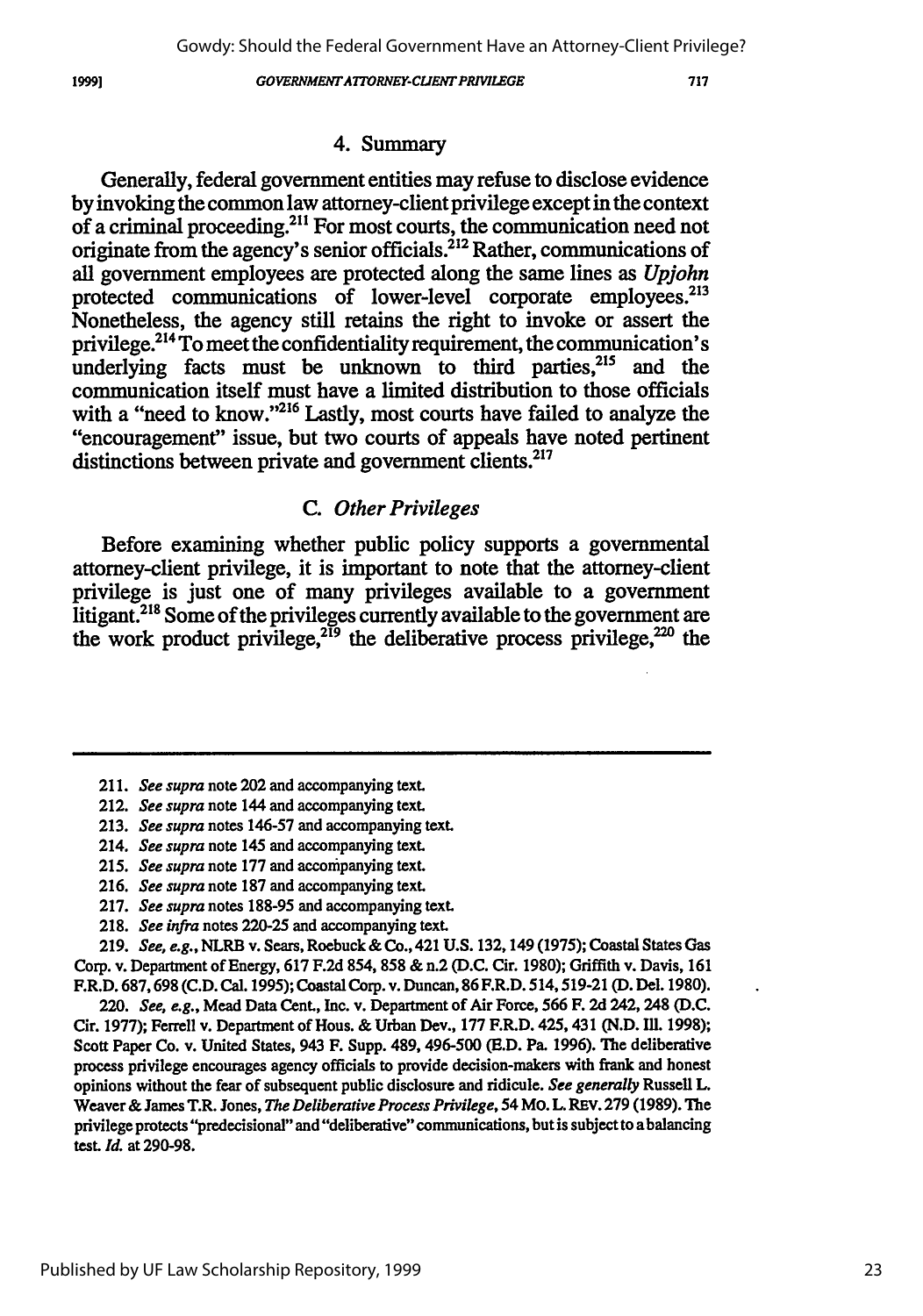### 4. Summary

Generally, federal government entities may refuse to disclose evidence by invoking the common law attorney-client privilege except in the context of a criminal proceeding.[211] For most courts, the communication need not originate from the agency's senior officials.[212] Rather, communications of all government employees are protected along the same lines as *Upjohn* protected communications of lower-level corporate employees.[213] Nonetheless, the agency still retains the right to invoke or assert the privilege.[214] To meet the confidentiality requirement, the communication's underlying facts must be unknown to third parties,[215] and the communication itself must have a limited distribution to those officials with a "need to know."[216] Lastly, most courts have failed to analyze the "encouragement" issue, but two courts of appeals have noted pertinent distinctions between private and government clients.[217]

## C. *Other Privileges*

Before examining whether public policy supports a governmental attorney-client privilege, it is important to note that the attorney-client privilege is just one of many privileges available to a government litigant.[218] Some of the privileges currently available to the government are the work product privilege,[219] the deliberative process privilege,[220] the

---

211. *See supra* note 202 and accompanying text.

212. *See supra* note 144 and accompanying text.

213. *See supra* notes 146-57 and accompanying text.

214. *See supra* note 145 and accompanying text.

215. *See supra* note 177 and accompanying text.

216. *See supra* note 187 and accompanying text.

217. *See supra* notes 188-95 and accompanying text.

218. *See infra* notes 220-25 and accompanying text.

219. *See, e.g.*, NLRB v. Sears, Roebuck & Co., 421 U.S. 132, 149 (1975); Coastal States Gas Corp. v. Department of Energy, 617 F.2d 854, 858 & n.2 (D.C. Cir. 1980); Griffith v. Davis, 161 F.R.D. 687, 698 (C.D. Cal. 1995); Coastal Corp. v. Duncan, 86 F.R.D. 514, 519-21 (D. Del. 1980).

220. *See, e.g.*, Mead Data Cent., Inc. v. Department of Air Force, 566 F. 2d 242, 248 (D.C. Cir. 1977); Ferrell v. Department of Hous. & Urban Dev., 177 F.R.D. 425, 431 (N.D. Ill. 1998); Scott Paper Co. v. United States, 943 F. Supp. 489, 496-500 (E.D. Pa. 1996). The deliberative process privilege encourages agency officials to provide decision-makers with frank and honest opinions without the fear of subsequent public disclosure and ridicule. *See generally* Russell L. Weaver & James T.R. Jones, *The Deliberative Process Privilege*, 54 MO. L. REV. 279 (1989). The privilege protects "predecisional" and "deliberative" communications, but is subject to a balancing test. *Id.* at 290-98.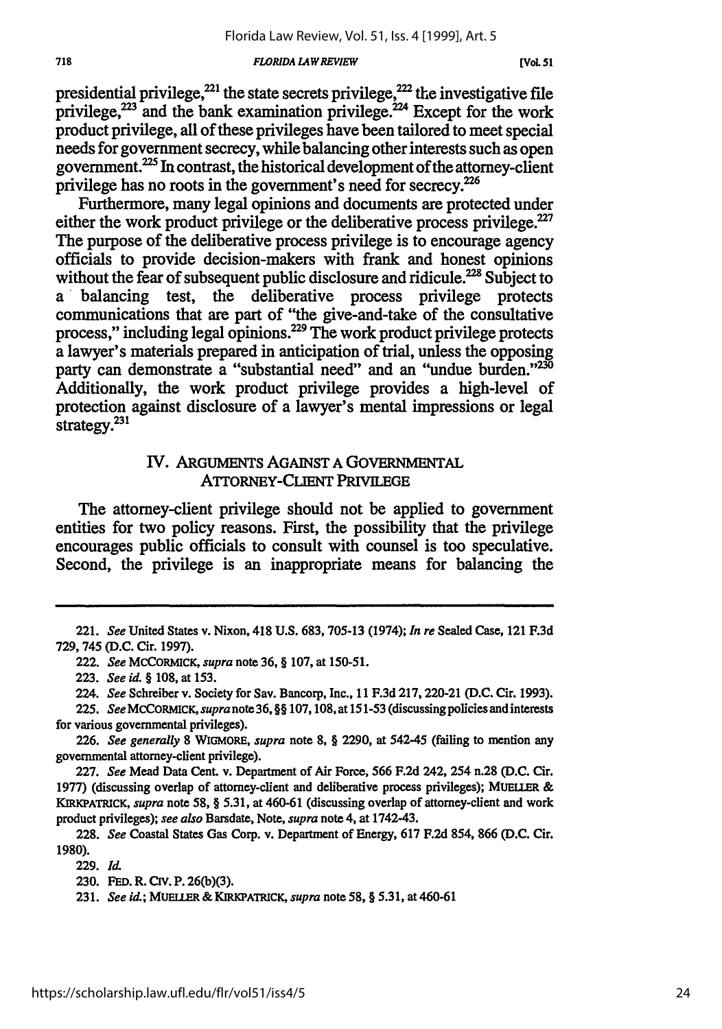presidential privilege,[221] the state secrets privilege,[222] the investigative file privilege,[223] and the bank examination privilege.[224] Except for the work product privilege, all of these privileges have been tailored to meet special needs for government secrecy, while balancing other interests such as open government.[225] In contrast, the historical development of the attorney-client privilege has no roots in the government's need for secrecy.[226]

Furthermore, many legal opinions and documents are protected under either the work product privilege or the deliberative process privilege.[227] The purpose of the deliberative process privilege is to encourage agency officials to provide decision-makers with frank and honest opinions without the fear of subsequent public disclosure and ridicule.[228] Subject to a balancing test, the deliberative process privilege protects communications that are part of "the give-and-take of the consultative process," including legal opinions.[229] The work product privilege protects a lawyer's materials prepared in anticipation of trial, unless the opposing party can demonstrate a "substantial need" and an "undue burden."[230] Additionally, the work product privilege provides a high-level of protection against disclosure of a lawyer's mental impressions or legal strategy.[231]

## IV. ARGUMENTS AGAINST A GOVERNMENTAL ATTORNEY-CLIENT PRIVILEGE

The attorney-client privilege should not be applied to government entities for two policy reasons. First, the possibility that the privilege encourages public officials to consult with counsel is too speculative. Second, the privilege is an inappropriate means for balancing the

---

221. *See* United States v. Nixon, 418 U.S. 683, 705-13 (1974); *In re* Sealed Case, 121 F.3d 729, 745 (D.C. Cir. 1997).

222. *See* MCCORMICK, *supra* note 36, § 107, at 150-51.

223. *See id.* § 108, at 153.

224. *See* Schreiber v. Society for Sav. Bancorp, Inc., 11 F.3d 217, 220-21 (D.C. Cir. 1993).

225. *See* MCCORMICK, *supra* note 36, §§ 107, 108, at 151-53 (discussing policies and interests for various governmental privileges).

226. *See generally* 8 WIGMORE, *supra* note 8, § 2290, at 542-45 (failing to mention any governmental attorney-client privilege).

227. *See* Mead Data Cent. v. Department of Air Force, 566 F.2d 242, 254 n.28 (D.C. Cir. 1977) (discussing overlap of attorney-client and deliberative process privileges); MUELLER & KIRKPATRICK, *supra* note 58, § 5.31, at 460-61 (discussing overlap of attorney-client and work product privileges); *see also* Barsdate, Note, *supra* note 4, at 1742-43.

228. *See* Coastal States Gas Corp. v. Department of Energy, 617 F.2d 854, 866 (D.C. Cir. 1980).

229. *Id.*

230. FED. R. CIV. P. 26(b)(3).

231. *See id.*; MUELLER & KIRKPATRICK, *supra* note 58, § 5.31, at 460-61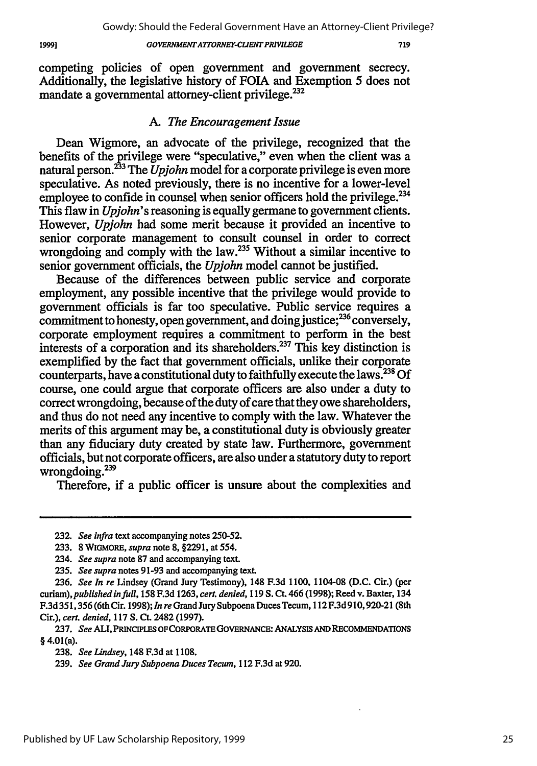competing policies of open government and government secrecy. Additionally, the legislative history of FOIA and Exemption 5 does not mandate a governmental attorney-client privilege.[232]

### A. *The Encouragement Issue*

Dean Wigmore, an advocate of the privilege, recognized that the benefits of the privilege were "speculative," even when the client was a natural person.[233] The *Upjohn* model for a corporate privilege is even more speculative. As noted previously, there is no incentive for a lower-level employee to confide in counsel when senior officers hold the privilege.[234] This flaw in *Upjohn*'s reasoning is equally germane to government clients. However, *Upjohn* had some merit because it provided an incentive to senior corporate management to consult counsel in order to correct wrongdoing and comply with the law.[235] Without a similar incentive to senior government officials, the *Upjohn* model cannot be justified.

Because of the differences between public service and corporate employment, any possible incentive that the privilege would provide to government officials is far too speculative. Public service requires a commitment to honesty, open government, and doing justice;[236] conversely, corporate employment requires a commitment to perform in the best interests of a corporation and its shareholders.[237] This key distinction is exemplified by the fact that government officials, unlike their corporate counterparts, have a constitutional duty to faithfully execute the laws.[238] Of course, one could argue that corporate officers are also under a duty to correct wrongdoing, because of the duty of care that they owe shareholders, and thus do not need any incentive to comply with the law. Whatever the merits of this argument may be, a constitutional duty is obviously greater than any fiduciary duty created by state law. Furthermore, government officials, but not corporate officers, are also under a statutory duty to report wrongdoing.[239]

Therefore, if a public officer is unsure about the complexities and

---

232. *See infra* text accompanying notes 250-52.

233. 8 WIGMORE, *supra* note 8, §2291, at 554.

234. *See supra* note 87 and accompanying text.

235. *See supra* notes 91-93 and accompanying text.

236. *See In re* Lindsey (Grand Jury Testimony), 148 F.3d 1100, 1104-08 (D.C. Cir.) (per curiam), *published in full*, 158 F.3d 1263, *cert. denied*, 119 S. Ct. 466 (1998); Reed v. Baxter, 134 F.3d 351, 356 (6th Cir. 1998); *In re* Grand Jury Subpoena Duces Tecum, 112 F.3d 910, 920-21 (8th Cir.), *cert. denied*, 117 S. Ct. 2482 (1997).

237. *See* ALI, PRINCIPLES OF CORPORATE GOVERNANCE: ANALYSIS AND RECOMMENDATIONS § 4.01(a).

238. *See Lindsey*, 148 F.3d at 1108.

239. *See Grand Jury Subpoena Duces Tecum*, 112 F.3d at 920.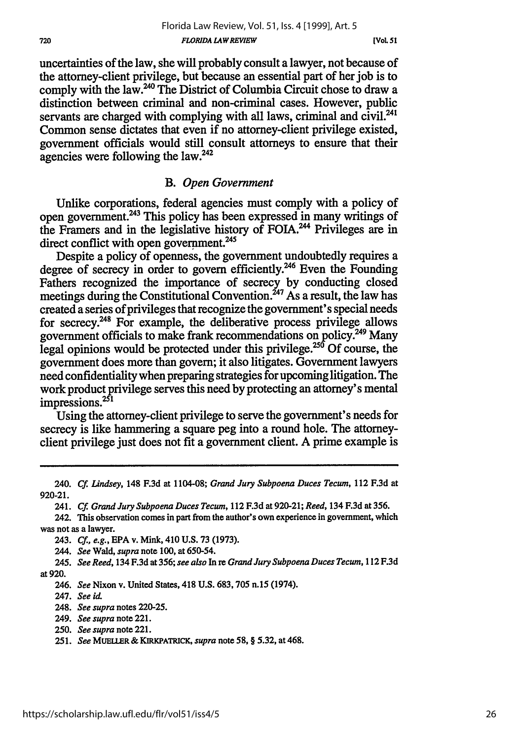uncertainties of the law, she will probably consult a lawyer, not because of the attorney-client privilege, but because an essential part of her job is to comply with the law.[240] The District of Columbia Circuit chose to draw a distinction between criminal and non-criminal cases. However, public servants are charged with complying with all laws, criminal and civil.[241] Common sense dictates that even if no attorney-client privilege existed, government officials would still consult attorneys to ensure that their agencies were following the law.[242]

### B. *Open Government*

Unlike corporations, federal agencies must comply with a policy of open government.[243] This policy has been expressed in many writings of the Framers and in the legislative history of FOIA.[244] Privileges are in direct conflict with open government.[245]

Despite a policy of openness, the government undoubtedly requires a degree of secrecy in order to govern efficiently.[246] Even the Founding Fathers recognized the importance of secrecy by conducting closed meetings during the Constitutional Convention.[247] As a result, the law has created a series of privileges that recognize the government's special needs for secrecy.[248] For example, the deliberative process privilege allows government officials to make frank recommendations on policy.[249] Many legal opinions would be protected under this privilege.[250] Of course, the government does more than govern; it also litigates. Government lawyers need confidentiality when preparing strategies for upcoming litigation. The work product privilege serves this need by protecting an attorney's mental impressions.[251]

Using the attorney-client privilege to serve the government's needs for secrecy is like hammering a square peg into a round hole. The attorney-client privilege just does not fit a government client. A prime example is

---

240. *Cf. Lindsey*, 148 F.3d at 1104-08; *Grand Jury Subpoena Duces Tecum*, 112 F.3d at 920-21.

241. *Cf. Grand Jury Subpoena Duces Tecum*, 112 F.3d at 920-21; *Reed*, 134 F.3d at 356.

242. This observation comes in part from the author's own experience in government, which was not as a lawyer.

243. *Cf., e.g.*, EPA v. Mink, 410 U.S. 73 (1973).

244. *See* Wald, *supra* note 100, at 650-54.

245. *See Reed*, 134 F.3d at 356; *see also* In re *Grand Jury Subpoena Duces Tecum*, 112 F.3d at 920.

246. *See* Nixon v. United States, 418 U.S. 683, 705 n.15 (1974).

247. *See id.*

248. *See supra* notes 220-25.

249. *See supra* note 221.

250. *See supra* note 221.

251. *See* MUELLER & KIRKPATRICK, *supra* note 58, § 5.32, at 468.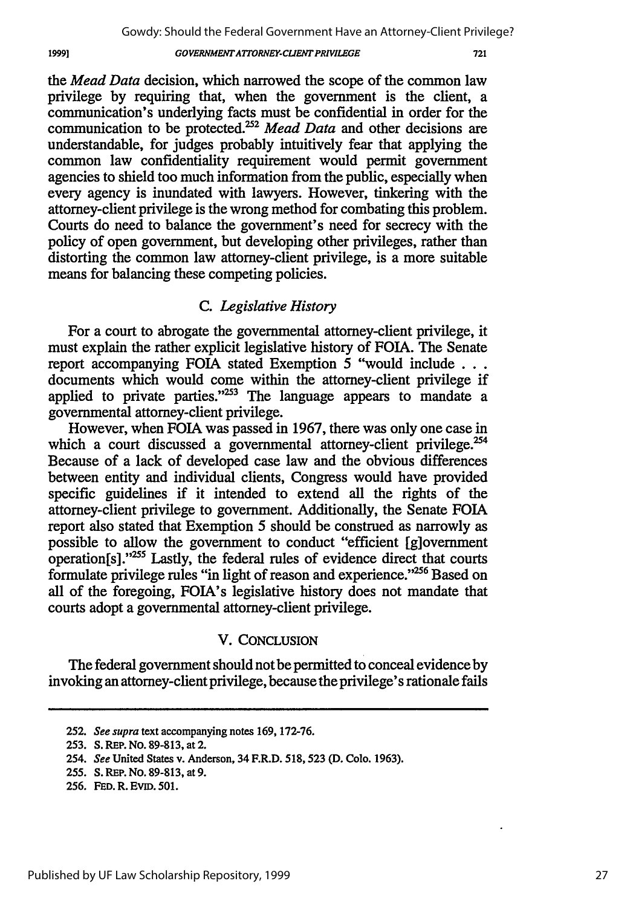the *Mead Data* decision, which narrowed the scope of the common law privilege by requiring that, when the government is the client, a communication's underlying facts must be confidential in order for the communication to be protected.[252] *Mead Data* and other decisions are understandable, for judges probably intuitively fear that applying the common law confidentiality requirement would permit government agencies to shield too much information from the public, especially when every agency is inundated with lawyers. However, tinkering with the attorney-client privilege is the wrong method for combating this problem. Courts do need to balance the government's need for secrecy with the policy of open government, but developing other privileges, rather than distorting the common law attorney-client privilege, is a more suitable means for balancing these competing policies.

### C. *Legislative History*

For a court to abrogate the governmental attorney-client privilege, it must explain the rather explicit legislative history of FOIA. The Senate report accompanying FOIA stated Exemption 5 "would include . . . documents which would come within the attorney-client privilege if applied to private parties."[253] The language appears to mandate a governmental attorney-client privilege.

However, when FOIA was passed in 1967, there was only one case in which a court discussed a governmental attorney-client privilege.[254] Because of a lack of developed case law and the obvious differences between entity and individual clients, Congress would have provided specific guidelines if it intended to extend all the rights of the attorney-client privilege to government. Additionally, the Senate FOIA report also stated that Exemption 5 should be construed as narrowly as possible to allow the government to conduct "efficient [g]overnment operation[s]."[255] Lastly, the federal rules of evidence direct that courts formulate privilege rules "in light of reason and experience."[256] Based on all of the foregoing, FOIA's legislative history does not mandate that courts adopt a governmental attorney-client privilege.

## V. CONCLUSION

The federal government should not be permitted to conceal evidence by invoking an attorney-client privilege, because the privilege's rationale fails

---

252. *See supra* text accompanying notes 169, 172-76.

253. S. REP. NO. 89-813, at 2.

254. *See* United States v. Anderson, 34 F.R.D. 518, 523 (D. Colo. 1963).

255. S. REP. NO. 89-813, at 9.

256. FED. R. EVID. 501.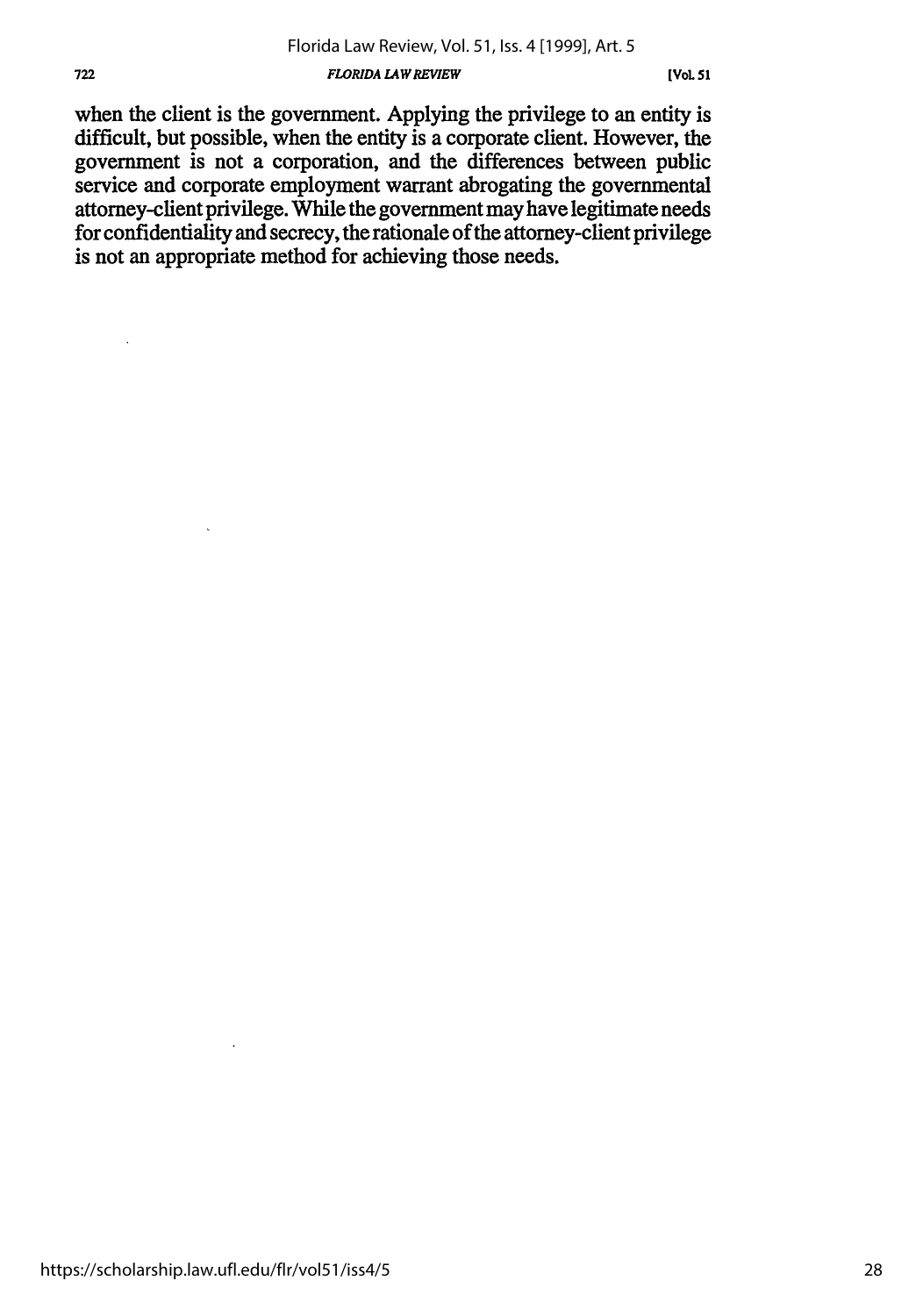when the client is the government. Applying the privilege to an entity is difficult, but possible, when the entity is a corporate client. However, the government is not a corporation, and the differences between public service and corporate employment warrant abrogating the governmental attorney-client privilege. While the government may have legitimate needs for confidentiality and secrecy, the rationale of the attorney-client privilege is not an appropriate method for achieving those needs.